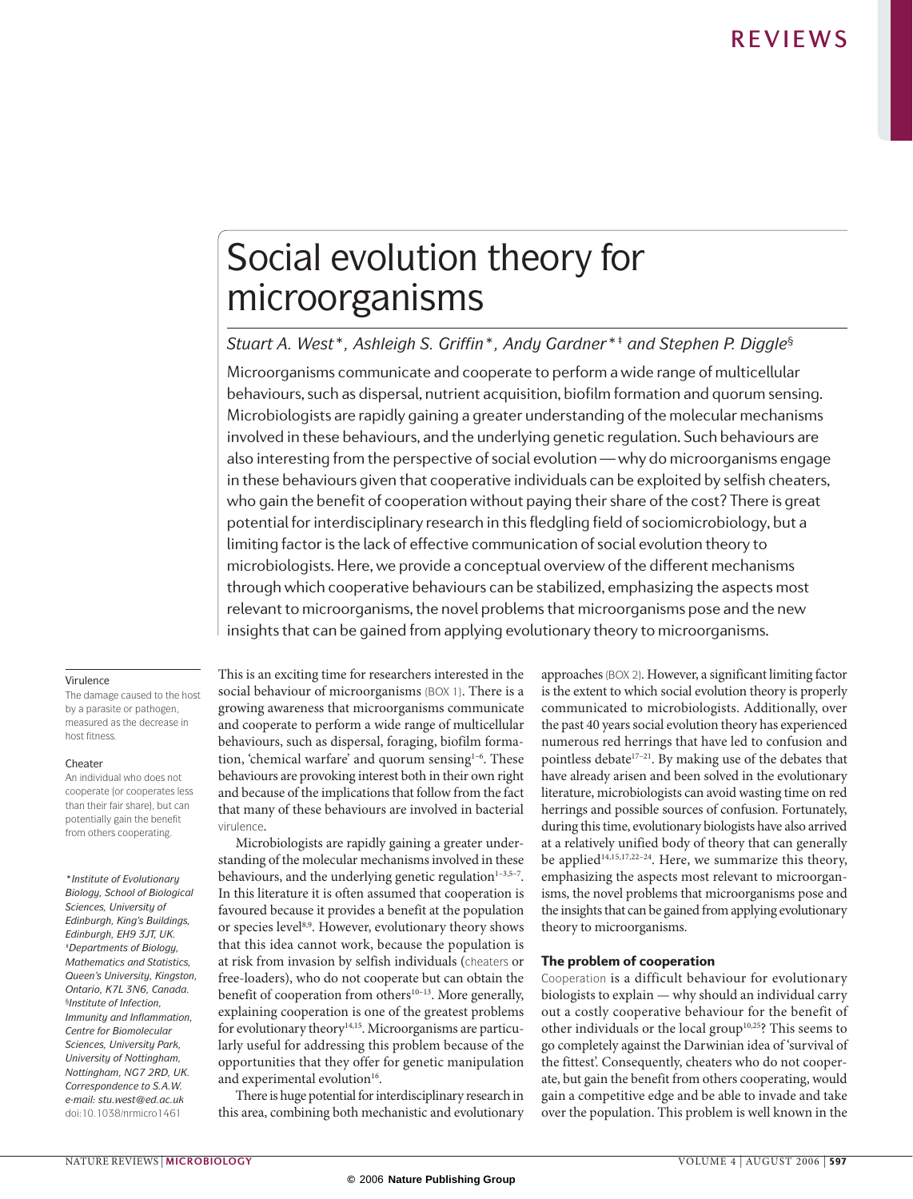# Social evolution theory for microorganisms

*Stuart A. West\*, Ashleigh S. Griffin\*, Andy Gardner\*‡ and Stephen P. Diggle§*

Microorganisms communicate and cooperate to perform a wide range of multicellular behaviours, such as dispersal, nutrient acquisition, biofilm formation and quorum sensing. Microbiologists are rapidly gaining a greater understanding of the molecular mechanisms involved in these behaviours, and the underlying genetic regulation. Such behaviours are also interesting from the perspective of social evolution — why do microorganisms engage in these behaviours given that cooperative individuals can be exploited by selfish cheaters, who gain the benefit of cooperation without paying their share of the cost? There is great potential for interdisciplinary research in this fledgling field of sociomicrobiology, but a limiting factor is the lack of effective communication of social evolution theory to microbiologists. Here, we provide a conceptual overview of the different mechanisms through which cooperative behaviours can be stabilized, emphasizing the aspects most relevant to microorganisms, the novel problems that microorganisms pose and the new insights that can be gained from applying evolutionary theory to microorganisms.

This is an exciting time for researchers interested in the social behaviour of microorganisms (BOX 1). There is a growing awareness that microorganisms communicate and cooperate to perform a wide range of multicellular behaviours, such as dispersal, foraging, biofilm formation, 'chemical warfare' and quorum sensing[1–6]. These behaviours are provoking interest both in their own right and because of the implications that follow from the fact that many of these behaviours are involved in bacterial virulence.

Microbiologists are rapidly gaining a greater understanding of the molecular mechanisms involved in these behaviours, and the underlying genetic regulation[1–3,5–7]. In this literature it is often assumed that cooperation is favoured because it provides a benefit at the population or species level[8,9]. However, evolutionary theory shows that this idea cannot work, because the population is at risk from invasion by selfish individuals (cheaters or free-loaders), who do not cooperate but can obtain the benefit of cooperation from others[10–13]. More generally, explaining cooperation is one of the greatest problems for evolutionary theory[14,15]. Microorganisms are particularly useful for addressing this problem because of the opportunities that they offer for genetic manipulation and experimental evolution[16].

There is huge potential for interdisciplinary research in this area, combining both mechanistic and evolutionary approaches (BOX 2). However, a significant limiting factor is the extent to which social evolution theory is properly communicated to microbiologists. Additionally, over the past 40 years social evolution theory has experienced numerous red herrings that have led to confusion and pointless debate[17–21]. By making use of the debates that have already arisen and been solved in the evolutionary literature, microbiologists can avoid wasting time on red herrings and possible sources of confusion. Fortunately, during this time, evolutionary biologists have also arrived at a relatively unified body of theory that can generally be applied[14,15,17,22–24]. Here, we summarize this theory, emphasizing the aspects most relevant to microorganisms, the novel problems that microorganisms pose and the insights that can be gained from applying evolutionary theory to microorganisms.

## The problem of cooperation

Cooperation is a difficult behaviour for evolutionary biologists to explain — why should an individual carry out a costly cooperative behaviour for the benefit of other individuals or the local group[10,25]? This seems to go completely against the Darwinian idea of 'survival of the fittest'. Consequently, cheaters who do not cooperate, but gain the benefit from others cooperating, would gain a competitive edge and be able to invade and take over the population. This problem is well known in the

**Virulence**
The damage caused to the host by a parasite or pathogen, measured as the decrease in host fitness.

**Cheater**
An individual who does not cooperate (or cooperates less than their fair share), but can potentially gain the benefit from others cooperating.

*\*Institute of Evolutionary Biology, School of Biological Sciences, University of Edinburgh, King's Buildings, Edinburgh, EH9 3JT, UK. ‡Departments of Biology, Mathematics and Statistics, Queen's University, Kingston, Ontario, K7L 3N6, Canada. §Institute of Infection, Immunity and Inflammation, Centre for Biomolecular Sciences, University Park, University of Nottingham, Nottingham, NG7 2RD, UK. Correspondence to S.A.W. e-mail: stu.west@ed.ac.uk*
doi:10.1038/nrmicro1461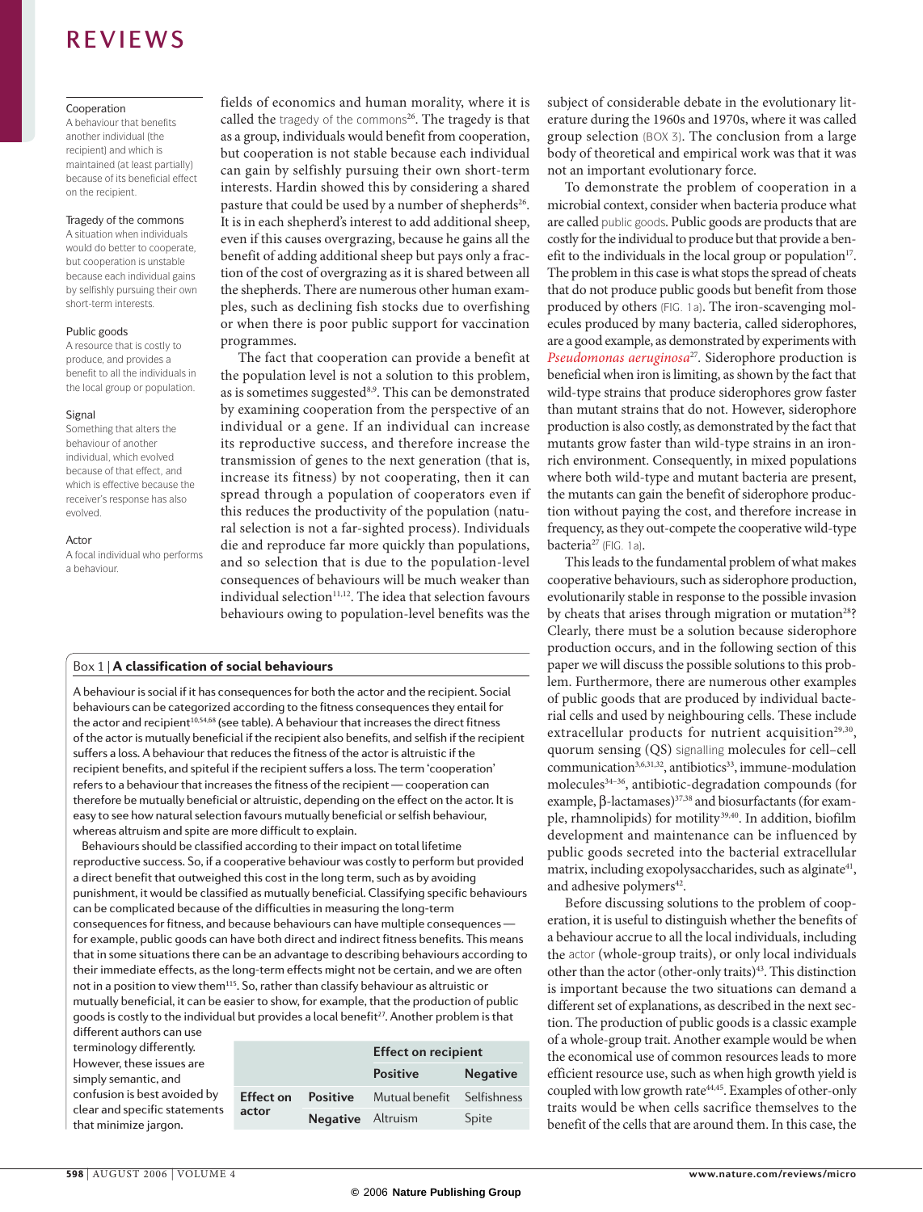**Cooperation**
A behaviour that benefits another individual (the recipient) and which is maintained (at least partially) because of its beneficial effect on the recipient.

**Tragedy of the commons**
A situation when individuals would do better to cooperate, but cooperation is unstable because each individual gains by selfishly pursuing their own short-term interests.

**Public goods**
A resource that is costly to produce, and provides a benefit to all the individuals in the local group or population.

**Signal**
Something that alters the behaviour of another individual, which evolved because of that effect, and which is effective because the receiver's response has also evolved.

**Actor**
A focal individual who performs a behaviour.

fields of economics and human morality, where it is called the tragedy of the commons[26]. The tragedy is that as a group, individuals would benefit from cooperation, but cooperation is not stable because each individual can gain by selfishly pursuing their own short-term interests. Hardin showed this by considering a shared pasture that could be used by a number of shepherds[26]. It is in each shepherd's interest to add additional sheep, even if this causes overgrazing, because he gains all the benefit of adding additional sheep but pays only a fraction of the cost of overgrazing as it is shared between all the shepherds. There are numerous other human examples, such as declining fish stocks due to overfishing or when there is poor public support for vaccination programmes.

The fact that cooperation can provide a benefit at the population level is not a solution to this problem, as is sometimes suggested[8,9]. This can be demonstrated by examining cooperation from the perspective of an individual or a gene. If an individual can increase its reproductive success, and therefore increase the transmission of genes to the next generation (that is, increase its fitness) by not cooperating, then it can spread through a population of cooperators even if this reduces the productivity of the population (natural selection is not a far-sighted process). Individuals die and reproduce far more quickly than populations, and so selection that is due to the population-level consequences of behaviours will be much weaker than individual selection[11,12]. The idea that selection favours behaviours owing to population-level benefits was the subject of considerable debate in the evolutionary literature during the 1960s and 1970s, where it was called group selection (BOX 3). The conclusion from a large body of theoretical and empirical work was that it was not an important evolutionary force.

To demonstrate the problem of cooperation in a microbial context, consider when bacteria produce what are called public goods. Public goods are products that are costly for the individual to produce but that provide a benefit to the individuals in the local group or population[17]. The problem in this case is what stops the spread of cheats that do not produce public goods but benefit from those produced by others (FIG. 1a). The iron-scavenging molecules produced by many bacteria, called siderophores, are a good example, as demonstrated by experiments with *Pseudomonas aeruginosa*[27]. Siderophore production is beneficial when iron is limiting, as shown by the fact that wild-type strains that produce siderophores grow faster than mutant strains that do not. However, siderophore production is also costly, as demonstrated by the fact that mutants grow faster than wild-type strains in an iron-rich environment. Consequently, in mixed populations where both wild-type and mutant bacteria are present, the mutants can gain the benefit of siderophore production without paying the cost, and therefore increase in frequency, as they out-compete the cooperative wild-type bacteria[27] (FIG. 1a).

This leads to the fundamental problem of what makes cooperative behaviours, such as siderophore production, evolutionarily stable in response to the possible invasion by cheats that arises through migration or mutation[28]? Clearly, there must be a solution because siderophore production occurs, and in the following section of this paper we will discuss the possible solutions to this problem. Furthermore, there are numerous other examples of public goods that are produced by individual bacterial cells and used by neighbouring cells. These include extracellular products for nutrient acquisition[29,30], quorum sensing (QS) signalling molecules for cell–cell communication[3,6,31,32], antibiotics[33], immune-modulation molecules[34–36], antibiotic-degradation compounds (for example, β-lactamases)[37,38] and biosurfactants (for example, rhamnolipids) for motility[39,40]. In addition, biofilm development and maintenance can be influenced by public goods secreted into the bacterial extracellular matrix, including exopolysaccharides, such as alginate[41], and adhesive polymers[42].

Before discussing solutions to the problem of cooperation, it is useful to distinguish whether the benefits of a behaviour accrue to all the local individuals, including the actor (whole-group traits), or only local individuals other than the actor (other-only traits)[43]. This distinction is important because the two situations can demand a different set of explanations, as described in the next section. The production of public goods is a classic example of a whole-group trait. Another example would be when the economical use of common resources leads to more efficient resource use, such as when high growth yield is coupled with low growth rate[44,45]. Examples of other-only traits would be when cells sacrifice themselves to the benefit of the cells that are around them. In this case, the

### Box 1 | A classification of social behaviours

A behaviour is social if it has consequences for both the actor and the recipient. Social behaviours can be categorized according to the fitness consequences they entail for the actor and recipient[10,54,68] (see table). A behaviour that increases the direct fitness of the actor is mutually beneficial if the recipient also benefits, and selfish if the recipient suffers a loss. A behaviour that reduces the fitness of the actor is altruistic if the recipient benefits, and spiteful if the recipient suffers a loss. The term 'cooperation' refers to a behaviour that increases the fitness of the recipient — cooperation can therefore be mutually beneficial or altruistic, depending on the effect on the actor. It is easy to see how natural selection favours mutually beneficial or selfish behaviour, whereas altruism and spite are more difficult to explain.

Behaviours should be classified according to their impact on total lifetime reproductive success. So, if a cooperative behaviour was costly to perform but provided a direct benefit that outweighed this cost in the long term, such as by avoiding punishment, it would be classified as mutually beneficial. Classifying specific behaviours can be complicated because of the difficulties in measuring the long-term consequences for fitness, and because behaviours can have multiple consequences — for example, public goods can have both direct and indirect fitness benefits. This means that in some situations there can be an advantage to describing behaviours according to their immediate effects, as the long-term effects might not be certain, and we are often not in a position to view them[115]. So, rather than classify behaviour as altruistic or mutually beneficial, it can be easier to show, for example, that the production of public goods is costly to the individual but provides a local benefit[27]. Another problem is that different authors can use terminology differently. However, these issues are simply semantic, and confusion is best avoided by clear and specific statements that minimize jargon.

| | | Effect on recipient | |
|---|---|---|---|
| | | **Positive** | **Negative** |
| **Effect on actor** | **Positive** | Mutual benefit | Selfishness |
| | **Negative** | Altruism | Spite |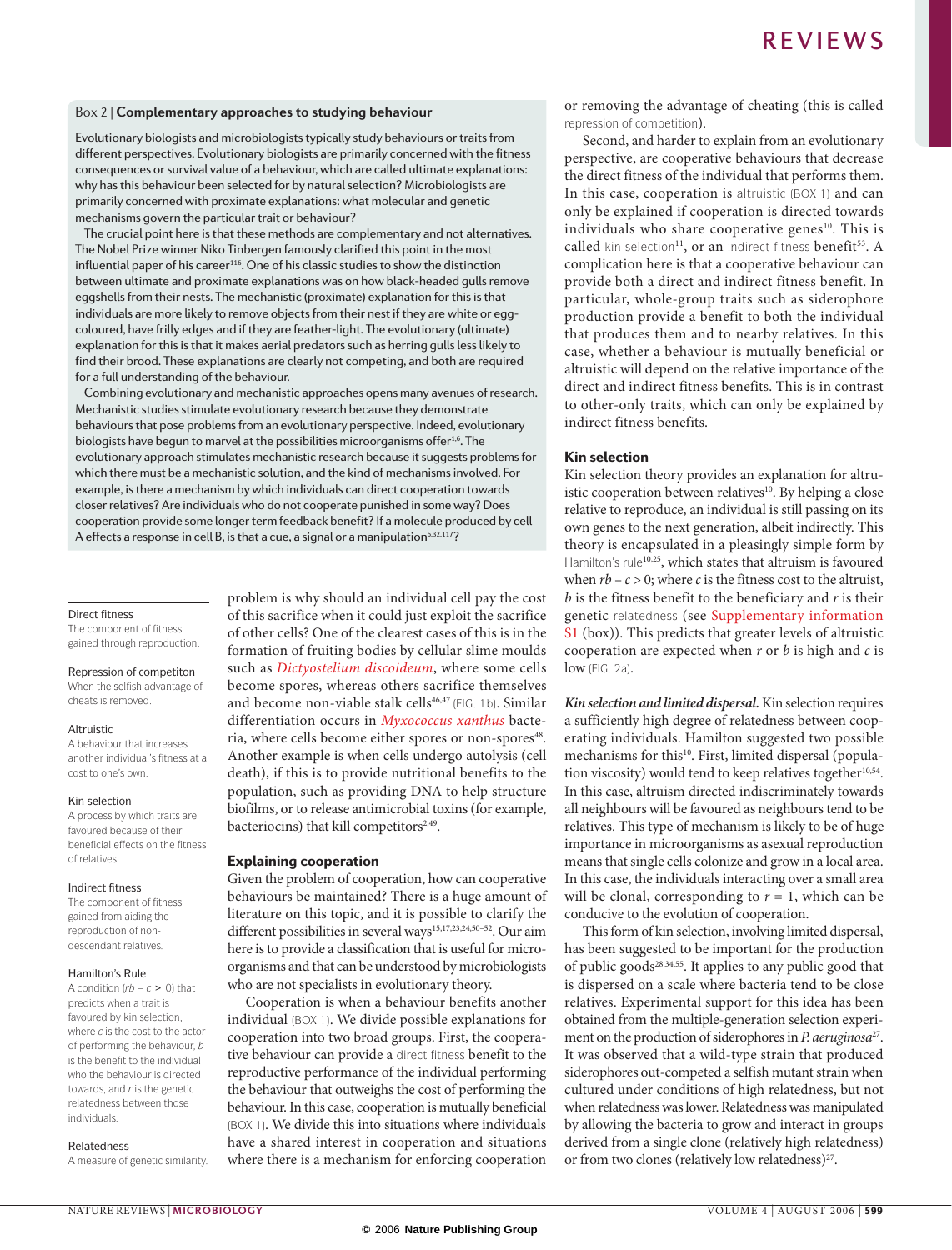### Box 2 | Complementary approaches to studying behaviour

Evolutionary biologists and microbiologists typically study behaviours or traits from different perspectives. Evolutionary biologists are primarily concerned with the fitness consequences or survival value of a behaviour, which are called ultimate explanations: why has this behaviour been selected for by natural selection? Microbiologists are primarily concerned with proximate explanations: what molecular and genetic mechanisms govern the particular trait or behaviour?

The crucial point here is that these methods are complementary and not alternatives. The Nobel Prize winner Niko Tinbergen famously clarified this point in the most influential paper of his career[116]. One of his classic studies to show the distinction between ultimate and proximate explanations was on how black-headed gulls remove eggshells from their nests. The mechanistic (proximate) explanation for this is that individuals are more likely to remove objects from their nest if they are white or egg-coloured, have frilly edges and if they are feather-light. The evolutionary (ultimate) explanation for this is that it makes aerial predators such as herring gulls less likely to find their brood. These explanations are clearly not competing, and both are required for a full understanding of the behaviour.

Combining evolutionary and mechanistic approaches opens many avenues of research. Mechanistic studies stimulate evolutionary research because they demonstrate behaviours that pose problems from an evolutionary perspective. Indeed, evolutionary biologists have begun to marvel at the possibilities microorganisms offer[1,6]. The evolutionary approach stimulates mechanistic research because it suggests problems for which there must be a mechanistic solution, and the kind of mechanisms involved. For example, is there a mechanism by which individuals can direct cooperation towards closer relatives? Are individuals who do not cooperate punished in some way? Does cooperation provide some longer term feedback benefit? If a molecule produced by cell A effects a response in cell B, is that a cue, a signal or a manipulation[6,32,117]?

problem is why should an individual cell pay the cost of this sacrifice when it could just exploit the sacrifice of other cells? One of the clearest cases of this is in the formation of fruiting bodies by cellular slime moulds such as *Dictyostelium discoideum*, where some cells become spores, whereas others sacrifice themselves and become non-viable stalk cells[46,47] (FIG. 1b). Similar differentiation occurs in *Myxococcus xanthus* bacteria, where cells become either spores or non-spores[48]. Another example is when cells undergo autolysis (cell death), if this is to provide nutritional benefits to the population, such as providing DNA to help structure biofilms, or to release antimicrobial toxins (for example, bacteriocins) that kill competitors[2,49].

## Explaining cooperation

Given the problem of cooperation, how can cooperative behaviours be maintained? There is a huge amount of literature on this topic, and it is possible to clarify the different possibilities in several ways[15,17,23,24,50–52]. Our aim here is to provide a classification that is useful for microorganisms and that can be understood by microbiologists who are not specialists in evolutionary theory.

Cooperation is when a behaviour benefits another individual (BOX 1). We divide possible explanations for cooperation into two broad groups. First, the cooperative behaviour can provide a direct fitness benefit to the reproductive performance of the individual performing the behaviour that outweighs the cost of performing the behaviour. In this case, cooperation is mutually beneficial (BOX 1). We divide this into situations where individuals have a shared interest in cooperation and situations where there is a mechanism for enforcing cooperation or removing the advantage of cheating (this is called repression of competition).

Second, and harder to explain from an evolutionary perspective, are cooperative behaviours that decrease the direct fitness of the individual that performs them. In this case, cooperation is altruistic (BOX 1) and can only be explained if cooperation is directed towards individuals who share cooperative genes[10]. This is called kin selection[11], or an indirect fitness benefit[53]. A complication here is that a cooperative behaviour can provide both a direct and indirect fitness benefit. In particular, whole-group traits such as siderophore production provide a benefit to both the individual that produces them and to nearby relatives. In this case, whether a behaviour is mutually beneficial or altruistic will depend on the relative importance of the direct and indirect fitness benefits. This is in contrast to other-only traits, which can only be explained by indirect fitness benefits.

## Kin selection

Kin selection theory provides an explanation for altruistic cooperation between relatives[10]. By helping a close relative to reproduce, an individual is still passing on its own genes to the next generation, albeit indirectly. This theory is encapsulated in a pleasingly simple form by Hamilton's rule[10,25], which states that altruism is favoured when $rb - c > 0$; where $c$ is the fitness cost to the altruist, $b$ is the fitness benefit to the beneficiary and $r$ is their genetic relatedness (see Supplementary information S1 (box)). This predicts that greater levels of altruistic cooperation are expected when $r$ or $b$ is high and $c$ is low (FIG. 2a).

***Kin selection and limited dispersal.*** Kin selection requires a sufficiently high degree of relatedness between cooperating individuals. Hamilton suggested two possible mechanisms for this[10]. First, limited dispersal (population viscosity) would tend to keep relatives together[10,54]. In this case, altruism directed indiscriminately towards all neighbours will be favoured as neighbours tend to be relatives. This type of mechanism is likely to be of huge importance in microorganisms as asexual reproduction means that single cells colonize and grow in a local area. In this case, the individuals interacting over a small area will be clonal, corresponding to $r = 1$, which can be conducive to the evolution of cooperation.

This form of kin selection, involving limited dispersal, has been suggested to be important for the production of public goods[28,34,55]. It applies to any public good that is dispersed on a scale where bacteria tend to be close relatives. Experimental support for this idea has been obtained from the multiple-generation selection experiment on the production of siderophores in *P. aeruginosa*[27]. It was observed that a wild-type strain that produced siderophores out-competed a selfish mutant strain when cultured under conditions of high relatedness, but not when relatedness was lower. Relatedness was manipulated by allowing the bacteria to grow and interact in groups derived from a single clone (relatively high relatedness) or from two clones (relatively low relatedness)[27].

**Direct fitness**
The component of fitness gained through reproduction.

**Repression of competiton**
When the selfish advantage of cheats is removed.

**Altruistic**
A behaviour that increases another individual's fitness at a cost to one's own.

**Kin selection**
A process by which traits are favoured because of their beneficial effects on the fitness of relatives.

**Indirect fitness**
The component of fitness gained from aiding the reproduction of non-descendant relatives.

**Hamilton's Rule**
A condition ($rb - c > 0$) that predicts when a trait is favoured by kin selection, where $c$ is the cost to the actor of performing the behaviour, $b$ is the benefit to the individual who the behaviour is directed towards, and $r$ is the genetic relatedness between those individuals.

**Relatedness**
A measure of genetic similarity.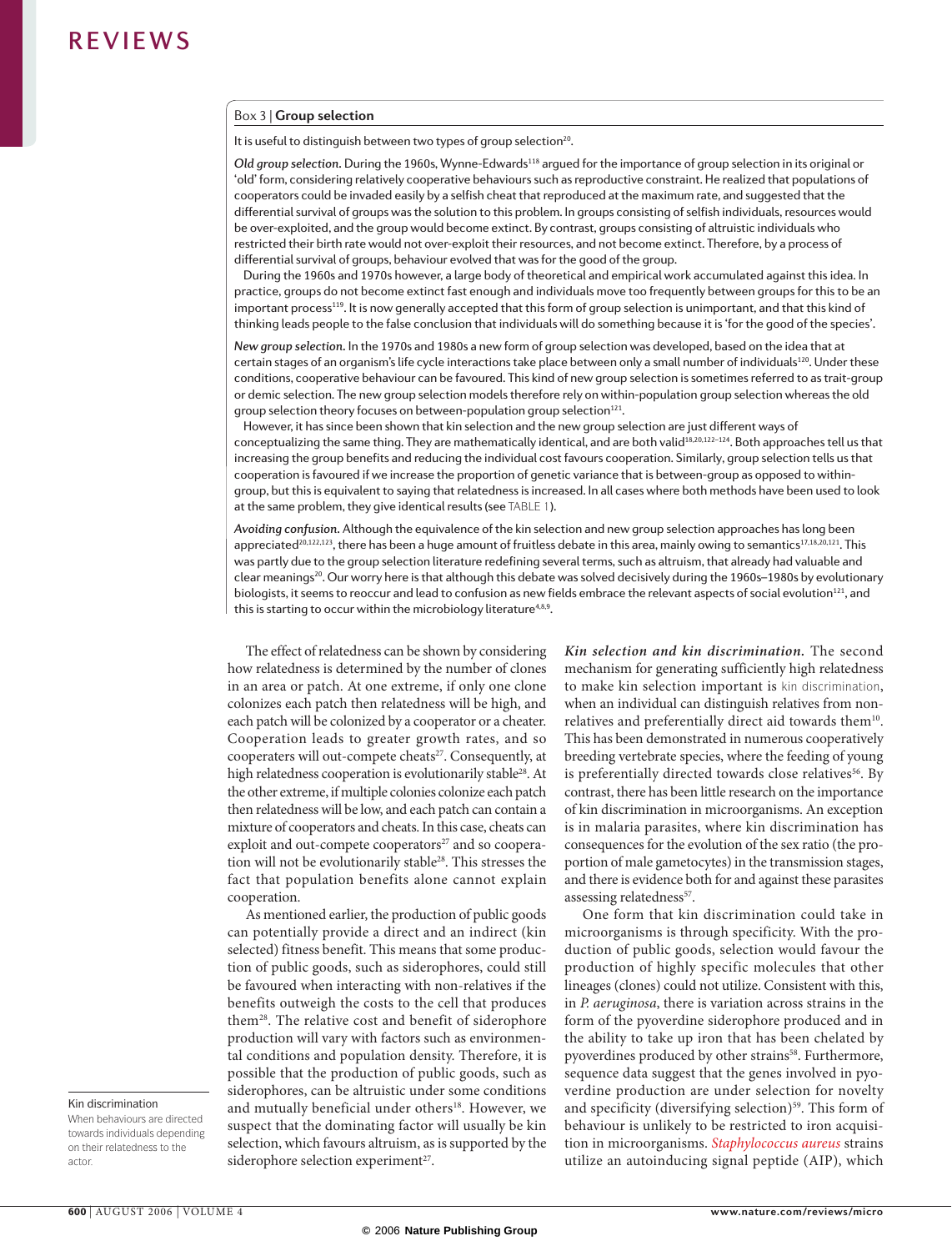### Box 3 | Group selection

It is useful to distinguish between two types of group selection[20].

***Old group selection.*** During the 1960s, Wynne-Edwards[118] argued for the importance of group selection in its original or 'old' form, considering relatively cooperative behaviours such as reproductive constraint. He realized that populations of cooperators could be invaded easily by a selfish cheat that reproduced at the maximum rate, and suggested that the differential survival of groups was the solution to this problem. In groups consisting of selfish individuals, resources would be over-exploited, and the group would become extinct. By contrast, groups consisting of altruistic individuals who restricted their birth rate would not over-exploit their resources, and not become extinct. Therefore, by a process of differential survival of groups, behaviour evolved that was for the good of the group.

During the 1960s and 1970s however, a large body of theoretical and empirical work accumulated against this idea. In practice, groups do not become extinct fast enough and individuals move too frequently between groups for this to be an important process[119]. It is now generally accepted that this form of group selection is unimportant, and that this kind of thinking leads people to the false conclusion that individuals will do something because it is 'for the good of the species'.

***New group selection.*** In the 1970s and 1980s a new form of group selection was developed, based on the idea that at certain stages of an organism's life cycle interactions take place between only a small number of individuals[120]. Under these conditions, cooperative behaviour can be favoured. This kind of new group selection is sometimes referred to as trait-group or demic selection. The new group selection models therefore rely on within-population group selection whereas the old group selection theory focuses on between-population group selection[121].

However, it has since been shown that kin selection and the new group selection are just different ways of conceptualizing the same thing. They are mathematically identical, and are both valid[18,20,122–124]. Both approaches tell us that increasing the group benefits and reducing the individual cost favours cooperation. Similarly, group selection tells us that cooperation is favoured if we increase the proportion of genetic variance that is between-group as opposed to within-group, but this is equivalent to saying that relatedness is increased. In all cases where both methods have been used to look at the same problem, they give identical results (see TABLE 1).

***Avoiding confusion.*** Although the equivalence of the kin selection and new group selection approaches has long been appreciated[20,122,123], there has been a huge amount of fruitless debate in this area, mainly owing to semantics[17,18,20,121]. This was partly due to the group selection literature redefining several terms, such as altruism, that already had valuable and clear meanings[20]. Our worry here is that although this debate was solved decisively during the 1960s–1980s by evolutionary biologists, it seems to reoccur and lead to confusion as new fields embrace the relevant aspects of social evolution[121], and this is starting to occur within the microbiology literature[4,8,9].

---

The effect of relatedness can be shown by considering how relatedness is determined by the number of clones in an area or patch. At one extreme, if only one clone colonizes each patch then relatedness will be high, and each patch will be colonized by a cooperator or a cheater. Cooperation leads to greater growth rates, and so cooperaters will out-compete cheats[27]. Consequently, at high relatedness cooperation is evolutionarily stable[28]. At the other extreme, if multiple colonies colonize each patch then relatedness will be low, and each patch can contain a mixture of cooperators and cheats. In this case, cheats can exploit and out-compete cooperators[27] and so cooperation will not be evolutionarily stable[28]. This stresses the fact that population benefits alone cannot explain cooperation.

As mentioned earlier, the production of public goods can potentially provide a direct and an indirect (kin selected) fitness benefit. This means that some production of public goods, such as siderophores, could still be favoured when interacting with non-relatives if the benefits outweigh the costs to the cell that produces them[28]. The relative cost and benefit of siderophore production will vary with factors such as environmental conditions and population density. Therefore, it is possible that the production of public goods, such as siderophores, can be altruistic under some conditions and mutually beneficial under others[18]. However, we suspect that the dominating factor will usually be kin selection, which favours altruism, as is supported by the siderophore selection experiment[27].

**Kin discrimination**
When behaviours are directed towards individuals depending on their relatedness to the actor.

***Kin selection and kin discrimination.*** The second mechanism for generating sufficiently high relatedness to make kin selection important is kin discrimination, when an individual can distinguish relatives from non-relatives and preferentially direct aid towards them[10]. This has been demonstrated in numerous cooperatively breeding vertebrate species, where the feeding of young is preferentially directed towards close relatives[56]. By contrast, there has been little research on the importance of kin discrimination in microorganisms. An exception is in malaria parasites, where kin discrimination has consequences for the evolution of the sex ratio (the proportion of male gametocytes) in the transmission stages, and there is evidence both for and against these parasites assessing relatedness[57].

One form that kin discrimination could take in microorganisms is through specificity. With the production of public goods, selection would favour the production of highly specific molecules that other lineages (clones) could not utilize. Consistent with this, in *P. aeruginosa*, there is variation across strains in the form of the pyoverdine siderophore produced and in the ability to take up iron that has been chelated by pyoverdines produced by other strains[58]. Furthermore, sequence data suggest that the genes involved in pyoverdine production are under selection for novelty and specificity (diversifying selection)[59]. This form of behaviour is unlikely to be restricted to iron acquisition in microorganisms. *Staphylococcus aureus* strains utilize an autoinducing signal peptide (AIP), which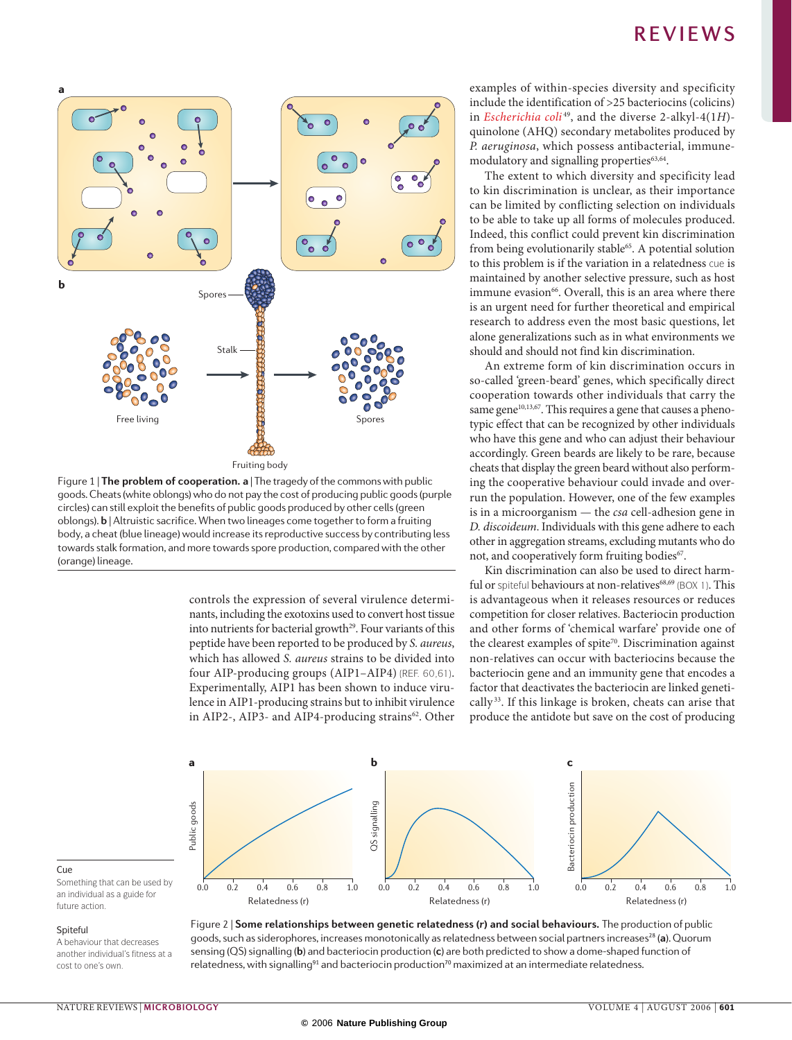Figure 1 | **The problem of cooperation. a** | The tragedy of the commons with public goods. Cheats (white oblongs) who do not pay the cost of producing public goods (purple circles) can still exploit the benefits of public goods produced by other cells (green oblongs). **b** | Altruistic sacrifice. When two lineages come together to form a fruiting body, a cheat (blue lineage) would increase its reproductive success by contributing less towards stalk formation, and more towards spore production, compared with the other (orange) lineage.

controls the expression of several virulence determinants, including the exotoxins used to convert host tissue into nutrients for bacterial growth[29]. Four variants of this peptide have been reported to be produced by *S. aureus*, which has allowed *S. aureus* strains to be divided into four AIP-producing groups (AIP1–AIP4) (REF. 60,61). Experimentally, AIP1 has been shown to induce virulence in AIP1-producing strains but to inhibit virulence in AIP2-, AIP3- and AIP4-producing strains[62]. Other examples of within-species diversity and specificity include the identification of >25 bacteriocins (colicins) in *Escherichia coli*[49], and the diverse 2-alkyl-4(1*H*)-quinolone (AHQ) secondary metabolites produced by *P. aeruginosa*, which possess antibacterial, immune-modulatory and signalling properties[63,64].

The extent to which diversity and specificity lead to kin discrimination is unclear, as their importance can be limited by conflicting selection on individuals to be able to take up all forms of molecules produced. Indeed, this conflict could prevent kin discrimination from being evolutionarily stable[65]. A potential solution to this problem is if the variation in a relatedness cue is maintained by another selective pressure, such as host immune evasion[66]. Overall, this is an area where there is an urgent need for further theoretical and empirical research to address even the most basic questions, let alone generalizations such as in what environments we should and should not find kin discrimination.

An extreme form of kin discrimination occurs in so-called 'green-beard' genes, which specifically direct cooperation towards other individuals that carry the same gene[10,13,67]. This requires a gene that causes a phenotypic effect that can be recognized by other individuals who have this gene and who can adjust their behaviour accordingly. Green beards are likely to be rare, because cheats that display the green beard without also performing the cooperative behaviour could invade and overrun the population. However, one of the few examples is in a microorganism — the *csa* cell-adhesion gene in *D. discoideum*. Individuals with this gene adhere to each other in aggregation streams, excluding mutants who do not, and cooperatively form fruiting bodies[67].

Kin discrimination can also be used to direct harmful or spiteful behaviours at non-relatives[68,69] (BOX 1). This is advantageous when it releases resources or reduces competition for closer relatives. Bacteriocin production and other forms of 'chemical warfare' provide one of the clearest examples of spite[70]. Discrimination against non-relatives can occur with bacteriocins because the bacteriocin gene and an immunity gene that encodes a factor that deactivates the bacteriocin are linked genetically[33]. If this linkage is broken, cheats can arise that produce the antidote but save on the cost of producing

**Cue**
Something that can be used by an individual as a guide for future action.

**Spiteful**
A behaviour that decreases another individual's fitness at a cost to one's own.

Figure 2 | **Some relationships between genetic relatedness (r) and social behaviours.** The production of public goods, such as siderophores, increases monotonically as relatedness between social partners increases[28] (**a**). Quorum sensing (QS) signalling (**b**) and bacteriocin production (**c**) are both predicted to show a dome-shaped function of relatedness, with signalling[91] and bacteriocin production[70] maximized at an intermediate relatedness.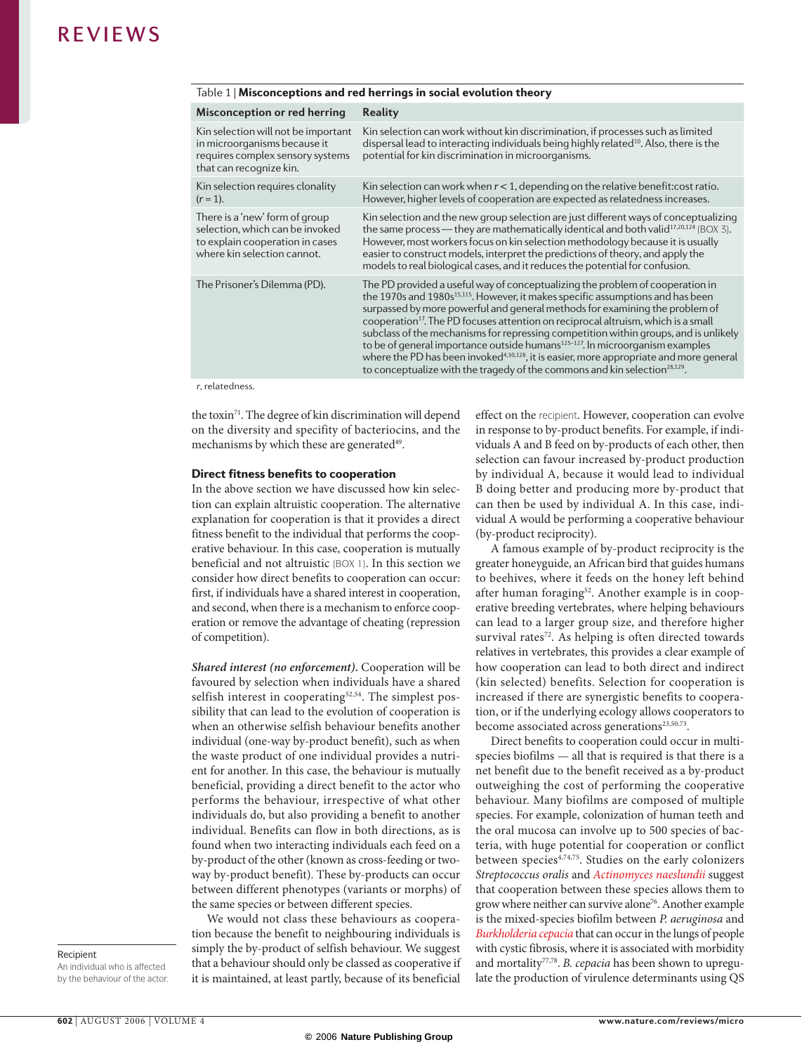Table 1 | **Misconceptions and red herrings in social evolution theory**

| Misconception or red herring | Reality |
| --- | --- |
| Kin selection will not be important in microorganisms because it requires complex sensory systems that can recognize kin. | Kin selection can work without kin discrimination, if processes such as limited dispersal lead to interacting individuals being highly related[10]. Also, there is the potential for kin discrimination in microorganisms. |
| Kin selection requires clonality ($r = 1$). | Kin selection can work when $r < 1$, depending on the relative benefit:cost ratio. However, higher levels of cooperation are expected as relatedness increases. |
| There is a 'new' form of group selection, which can be invoked to explain cooperation in cases where kin selection cannot. | Kin selection and the new group selection are just different ways of conceptualizing the same process — they are mathematically identical and both valid[17,20,124] (BOX 3). However, most workers focus on kin selection methodology because it is usually easier to construct models, interpret the predictions of theory, and apply the models to real biological cases, and it reduces the potential for confusion. |
| The Prisoner's Dilemma (PD). | The PD provided a useful way of conceptualizing the problem of cooperation in the 1970s and 1980s[15,115]. However, it makes specific assumptions and has been surpassed by more powerful and general methods for examining the problem of cooperation[17]. The PD focuses attention on reciprocal altruism, which is a small subclass of the mechanisms for repressing competition within groups, and is unlikely to be of general importance outside humans[125–127]. In microorganism examples where the PD has been invoked[4,30,128], it is easier, more appropriate and more general to conceptualize with the tragedy of the commons and kin selection[28,129]. |

*r*, relatedness.

the toxin[71]. The degree of kin discrimination will depend on the diversity and specifity of bacteriocins, and the mechanisms by which these are generated[49].

### Direct fitness benefits to cooperation

In the above section we have discussed how kin selection can explain altruistic cooperation. The alternative explanation for cooperation is that it provides a direct fitness benefit to the individual that performs the cooperative behaviour. In this case, cooperation is mutually beneficial and not altruistic (BOX 1). In this section we consider how direct benefits to cooperation can occur: first, if individuals have a shared interest in cooperation, and second, when there is a mechanism to enforce cooperation or remove the advantage of cheating (repression of competition).

***Shared interest (no enforcement).*** Cooperation will be favoured by selection when individuals have a shared selfish interest in cooperating[52,54]. The simplest possibility that can lead to the evolution of cooperation is when an otherwise selfish behaviour benefits another individual (one-way by-product benefit), such as when the waste product of one individual provides a nutrient for another. In this case, the behaviour is mutually beneficial, providing a direct benefit to the actor who performs the behaviour, irrespective of what other individuals do, but also providing a benefit to another individual. Benefits can flow in both directions, as is found when two interacting individuals each feed on a by-product of the other (known as cross-feeding or two-way by-product benefit). These by-products can occur between different phenotypes (variants or morphs) of the same species or between different species.

We would not class these behaviours as cooperation because the benefit to neighbouring individuals is simply the by-product of selfish behaviour. We suggest that a behaviour should only be classed as cooperative if it is maintained, at least partly, because of its beneficial effect on the recipient. However, cooperation can evolve in response to by-product benefits. For example, if individuals A and B feed on by-products of each other, then selection can favour increased by-product production by individual A, because it would lead to individual B doing better and producing more by-product that can then be used by individual A. In this case, individual A would be performing a cooperative behaviour (by-product reciprocity).

Recipient
An individual who is affected by the behaviour of the actor.

A famous example of by-product reciprocity is the greater honeyguide, an African bird that guides humans to beehives, where it feeds on the honey left behind after human foraging[52]. Another example is in cooperative breeding vertebrates, where helping behaviours can lead to a larger group size, and therefore higher survival rates[72]. As helping is often directed towards relatives in vertebrates, this provides a clear example of how cooperation can lead to both direct and indirect (kin selected) benefits. Selection for cooperation is increased if there are synergistic benefits to cooperation, or if the underlying ecology allows cooperators to become associated across generations[23,50,73].

Direct benefits to cooperation could occur in multispecies biofilms — all that is required is that there is a net benefit due to the benefit received as a by-product outweighing the cost of performing the cooperative behaviour. Many biofilms are composed of multiple species. For example, colonization of human teeth and the oral mucosa can involve up to 500 species of bacteria, with huge potential for cooperation or conflict between species[4,74,75]. Studies on the early colonizers *Streptococcus oralis* and *Actinomyces naeslundii* suggest that cooperation between these species allows them to grow where neither can survive alone[76]. Another example is the mixed-species biofilm between *P. aeruginosa* and *Burkholderia cepacia* that can occur in the lungs of people with cystic fibrosis, where it is associated with morbidity and mortality[77,78]. *B. cepacia* has been shown to upregulate the production of virulence determinants using QS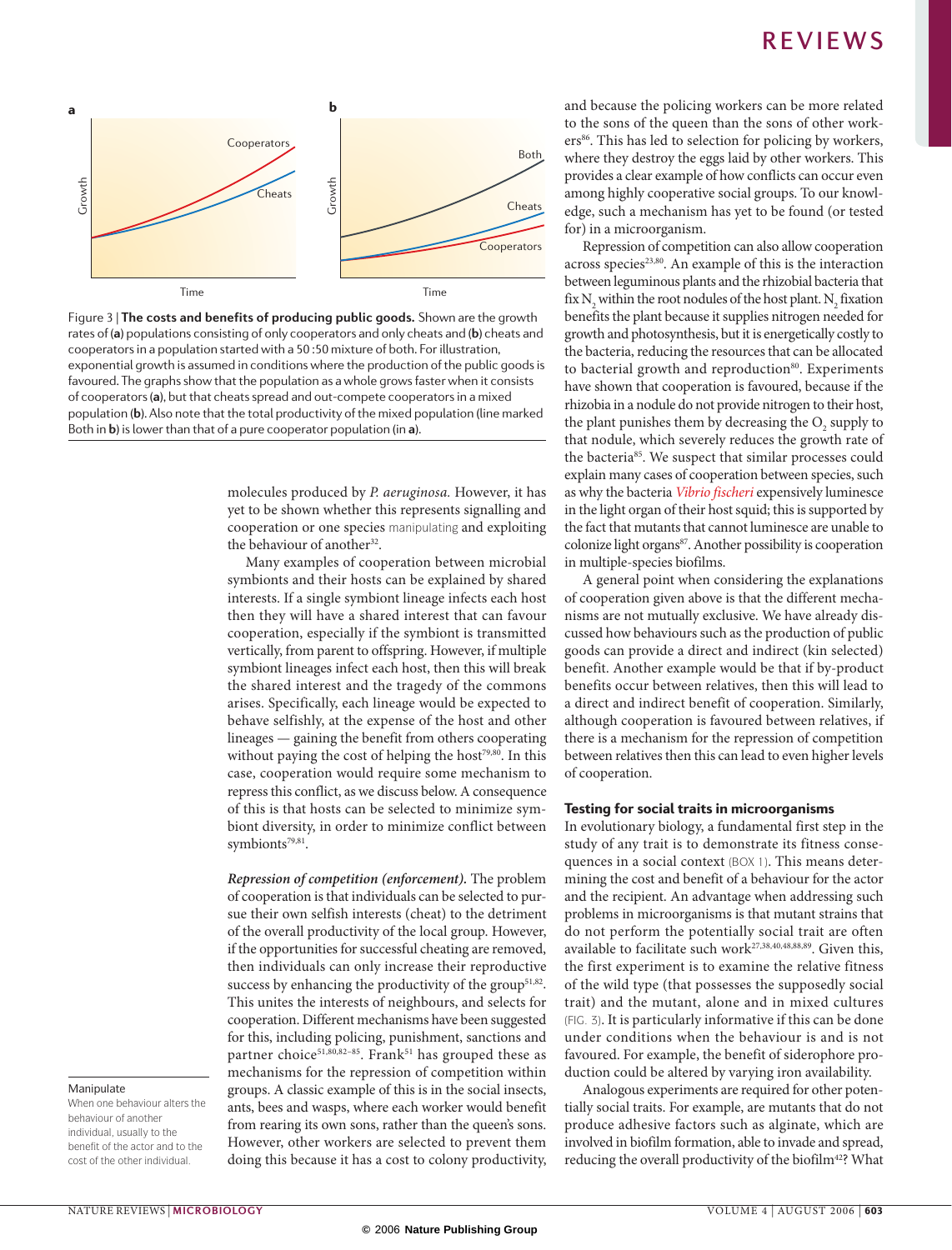Figure 3 | **The costs and benefits of producing public goods.** Shown are the growth rates of (**a**) populations consisting of only cooperators and only cheats and (**b**) cheats and cooperators in a population started with a 50 : 50 mixture of both. For illustration, exponential growth is assumed in conditions where the production of the public goods is favoured. The graphs show that the population as a whole grows faster when it consists of cooperators (**a**), but that cheats spread and out-compete cooperators in a mixed population (**b**). Also note that the total productivity of the mixed population (line marked Both in **b**) is lower than that of a pure cooperator population (in **a**).

molecules produced by *P. aeruginosa*. However, it has yet to be shown whether this represents signalling and cooperation or one species manipulating and exploiting the behaviour of another[32].

Many examples of cooperation between microbial symbionts and their hosts can be explained by shared interests. If a single symbiont lineage infects each host then they will have a shared interest that can favour cooperation, especially if the symbiont is transmitted vertically, from parent to offspring. However, if multiple symbiont lineages infect each host, then this will break the shared interest and the tragedy of the commons arises. Specifically, each lineage would be expected to behave selfishly, at the expense of the host and other lineages — gaining the benefit from others cooperating without paying the cost of helping the host[79,80]. In this case, cooperation would require some mechanism to repress this conflict, as we discuss below. A consequence of this is that hosts can be selected to minimize symbiont diversity, in order to minimize conflict between symbionts[79,81].

Manipulate
When one behaviour alters the behaviour of another individual, usually to the benefit of the actor and to the cost of the other individual.

***Repression of competition (enforcement).*** The problem of cooperation is that individuals can be selected to pursue their own selfish interests (cheat) to the detriment of the overall productivity of the local group. However, if the opportunities for successful cheating are removed, then individuals can only increase their reproductive success by enhancing the productivity of the group[51,82]. This unites the interests of neighbours, and selects for cooperation. Different mechanisms have been suggested for this, including policing, punishment, sanctions and partner choice[51,80,82–85]. Frank[51] has grouped these as mechanisms for the repression of competition within groups. A classic example of this is in the social insects, ants, bees and wasps, where each worker would benefit from rearing its own sons, rather than the queen's sons. However, other workers are selected to prevent them doing this because it has a cost to colony productivity, and because the policing workers can be more related to the sons of the queen than the sons of other workers[86]. This has led to selection for policing by workers, where they destroy the eggs laid by other workers. This provides a clear example of how conflicts can occur even among highly cooperative social groups. To our knowledge, such a mechanism has yet to be found (or tested for) in a microorganism.

Repression of competition can also allow cooperation across species[23,80]. An example of this is the interaction between leguminous plants and the rhizobial bacteria that fix $N_2$ within the root nodules of the host plant. $N_2$ fixation benefits the plant because it supplies nitrogen needed for growth and photosynthesis, but it is energetically costly to the bacteria, reducing the resources that can be allocated to bacterial growth and reproduction[80]. Experiments have shown that cooperation is favoured, because if the rhizobia in a nodule do not provide nitrogen to their host, the plant punishes them by decreasing the $O_2$ supply to that nodule, which severely reduces the growth rate of the bacteria[85]. We suspect that similar processes could explain many cases of cooperation between species, such as why the bacteria *Vibrio fischeri* expensively luminesce in the light organ of their host squid; this is supported by the fact that mutants that cannot luminesce are unable to colonize light organs[87]. Another possibility is cooperation in multiple-species biofilms.

A general point when considering the explanations of cooperation given above is that the different mechanisms are not mutually exclusive. We have already discussed how behaviours such as the production of public goods can provide a direct and indirect (kin selected) benefit. Another example would be that if by-product benefits occur between relatives, then this will lead to a direct and indirect benefit of cooperation. Similarly, although cooperation is favoured between relatives, if there is a mechanism for the repression of competition between relatives then this can lead to even higher levels of cooperation.

## Testing for social traits in microorganisms

In evolutionary biology, a fundamental first step in the study of any trait is to demonstrate its fitness consequences in a social context (BOX 1). This means determining the cost and benefit of a behaviour for the actor and the recipient. An advantage when addressing such problems in microorganisms is that mutant strains that do not perform the potentially social trait are often available to facilitate such work[27,38,40,48,88,89]. Given this, the first experiment is to examine the relative fitness of the wild type (that possesses the supposedly social trait) and the mutant, alone and in mixed cultures (FIG. 3). It is particularly informative if this can be done under conditions when the behaviour is and is not favoured. For example, the benefit of siderophore production could be altered by varying iron availability.

Analogous experiments are required for other potentially social traits. For example, are mutants that do not produce adhesive factors such as alginate, which are involved in biofilm formation, able to invade and spread, reducing the overall productivity of the biofilm[42]? What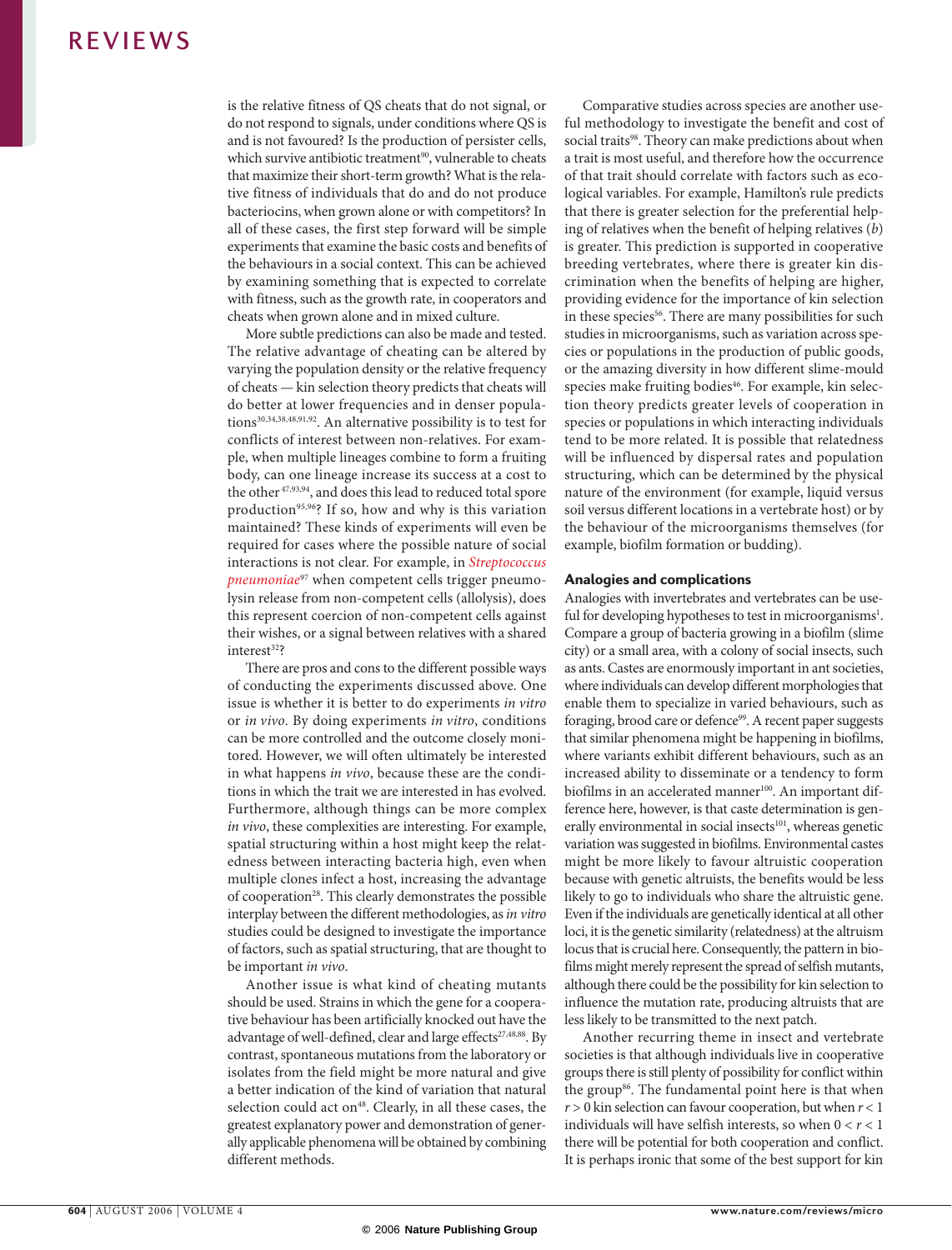is the relative fitness of QS cheats that do not signal, or do not respond to signals, under conditions where QS is and is not favoured? Is the production of persister cells, which survive antibiotic treatment[90], vulnerable to cheats that maximize their short-term growth? What is the relative fitness of individuals that do and do not produce bacteriocins, when grown alone or with competitors? In all of these cases, the first step forward will be simple experiments that examine the basic costs and benefits of the behaviours in a social context. This can be achieved by examining something that is expected to correlate with fitness, such as the growth rate, in cooperators and cheats when grown alone and in mixed culture.

More subtle predictions can also be made and tested. The relative advantage of cheating can be altered by varying the population density or the relative frequency of cheats — kin selection theory predicts that cheats will do better at lower frequencies and in denser populations[30,34,38,48,91,92]. An alternative possibility is to test for conflicts of interest between non-relatives. For example, when multiple lineages combine to form a fruiting body, can one lineage increase its success at a cost to the other[47,93,94], and does this lead to reduced total spore production[95,96]? If so, how and why is this variation maintained? These kinds of experiments will even be required for cases where the possible nature of social interactions is not clear. For example, in *Streptococcus pneumoniae*[97] when competent cells trigger pneumolysin release from non-competent cells (allolysis), does this represent coercion of non-competent cells against their wishes, or a signal between relatives with a shared interest[32]?

There are pros and cons to the different possible ways of conducting the experiments discussed above. One issue is whether it is better to do experiments *in vitro* or *in vivo*. By doing experiments *in vitro*, conditions can be more controlled and the outcome closely monitored. However, we will often ultimately be interested in what happens *in vivo*, because these are the conditions in which the trait we are interested in has evolved. Furthermore, although things can be more complex *in vivo*, these complexities are interesting. For example, spatial structuring within a host might keep the relatedness between interacting bacteria high, even when multiple clones infect a host, increasing the advantage of cooperation[28]. This clearly demonstrates the possible interplay between the different methodologies, as *in vitro* studies could be designed to investigate the importance of factors, such as spatial structuring, that are thought to be important *in vivo*.

Another issue is what kind of cheating mutants should be used. Strains in which the gene for a cooperative behaviour has been artificially knocked out have the advantage of well-defined, clear and large effects[27,48,88]. By contrast, spontaneous mutations from the laboratory or isolates from the field might be more natural and give a better indication of the kind of variation that natural selection could act on[48]. Clearly, in all these cases, the greatest explanatory power and demonstration of generally applicable phenomena will be obtained by combining different methods.

Comparative studies across species are another useful methodology to investigate the benefit and cost of social traits[98]. Theory can make predictions about when a trait is most useful, and therefore how the occurrence of that trait should correlate with factors such as ecological variables. For example, Hamilton's rule predicts that there is greater selection for the preferential helping of relatives when the benefit of helping relatives ($b$) is greater. This prediction is supported in cooperative breeding vertebrates, where there is greater kin discrimination when the benefits of helping are higher, providing evidence for the importance of kin selection in these species[56]. There are many possibilities for such studies in microorganisms, such as variation across species or populations in the production of public goods, or the amazing diversity in how different slime-mould species make fruiting bodies[46]. For example, kin selection theory predicts greater levels of cooperation in species or populations in which interacting individuals tend to be more related. It is possible that relatedness will be influenced by dispersal rates and population structuring, which can be determined by the physical nature of the environment (for example, liquid versus soil versus different locations in a vertebrate host) or by the behaviour of the microorganisms themselves (for example, biofilm formation or budding).

## Analogies and complications

Analogies with invertebrates and vertebrates can be useful for developing hypotheses to test in microorganisms[1]. Compare a group of bacteria growing in a biofilm (slime city) or a small area, with a colony of social insects, such as ants. Castes are enormously important in ant societies, where individuals can develop different morphologies that enable them to specialize in varied behaviours, such as foraging, brood care or defence[99]. A recent paper suggests that similar phenomena might be happening in biofilms, where variants exhibit different behaviours, such as an increased ability to disseminate or a tendency to form biofilms in an accelerated manner[100]. An important difference here, however, is that caste determination is generally environmental in social insects[101], whereas genetic variation was suggested in biofilms. Environmental castes might be more likely to favour altruistic cooperation because with genetic altruists, the benefits would be less likely to go to individuals who share the altruistic gene. Even if the individuals are genetically identical at all other loci, it is the genetic similarity (relatedness) at the altruism locus that is crucial here. Consequently, the pattern in biofilms might merely represent the spread of selfish mutants, although there could be the possibility for kin selection to influence the mutation rate, producing altruists that are less likely to be transmitted to the next patch.

Another recurring theme in insect and vertebrate societies is that although individuals live in cooperative groups there is still plenty of possibility for conflict within the group[86]. The fundamental point here is that when $r > 0$ kin selection can favour cooperation, but when $r < 1$ individuals will have selfish interests, so when $0 < r < 1$ there will be potential for both cooperation and conflict. It is perhaps ironic that some of the best support for kin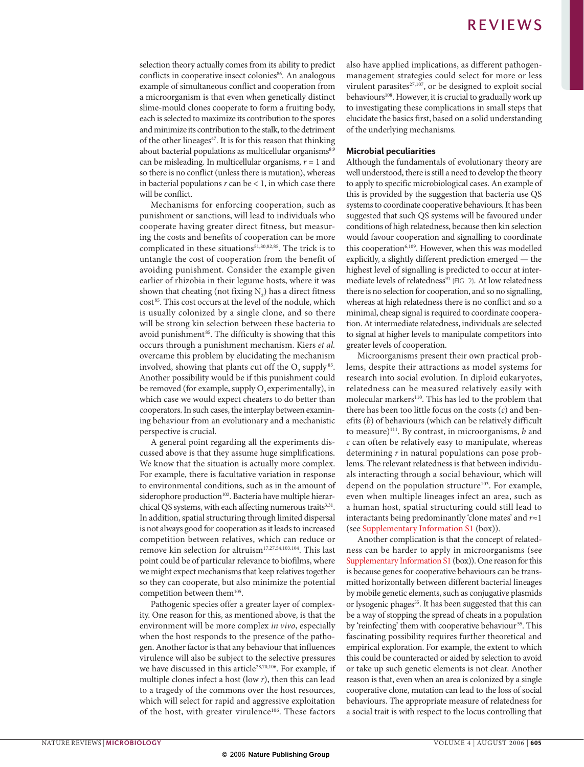selection theory actually comes from its ability to predict conflicts in cooperative insect colonies[86]. An analogous example of simultaneous conflict and cooperation from a microorganism is that even when genetically distinct slime-mould clones cooperate to form a fruiting body, each is selected to maximize its contribution to the spores and minimize its contribution to the stalk, to the detriment of the other lineages[47]. It is for this reason that thinking about bacterial populations as multicellular organisms[8,9] can be misleading. In multicellular organisms, $r = 1$ and so there is no conflict (unless there is mutation), whereas in bacterial populations $r$ can be $< 1$, in which case there will be conflict.

Mechanisms for enforcing cooperation, such as punishment or sanctions, will lead to individuals who cooperate having greater direct fitness, but measuring the costs and benefits of cooperation can be more complicated in these situations[51,80,82,85]. The trick is to untangle the cost of cooperation from the benefit of avoiding punishment. Consider the example given earlier of rhizobia in their legume hosts, where it was shown that cheating (not fixing $N_2$) has a direct fitness cost[85]. This cost occurs at the level of the nodule, which is usually colonized by a single clone, and so there will be strong kin selection between these bacteria to avoid punishment[85]. The difficulty is showing that this occurs through a punishment mechanism. Kiers *et al.* overcame this problem by elucidating the mechanism involved, showing that plants cut off the $O_2$ supply[85]. Another possibility would be if this punishment could be removed (for example, supply $O_2$ experimentally), in which case we would expect cheaters to do better than cooperators. In such cases, the interplay between examining behaviour from an evolutionary and a mechanistic perspective is crucial.

A general point regarding all the experiments discussed above is that they assume huge simplifications. We know that the situation is actually more complex. For example, there is facultative variation in response to environmental conditions, such as in the amount of siderophore production[102]. Bacteria have multiple hierarchical QS systems, with each affecting numerous traits[3,31]. In addition, spatial structuring through limited dispersal is not always good for cooperation as it leads to increased competition between relatives, which can reduce or remove kin selection for altruism[17,27,54,103,104]. This last point could be of particular relevance to biofilms, where we might expect mechanisms that keep relatives together so they can cooperate, but also minimize the potential competition between them[105].

Pathogenic species offer a greater layer of complexity. One reason for this, as mentioned above, is that the environment will be more complex *in vivo*, especially when the host responds to the presence of the pathogen. Another factor is that any behaviour that influences virulence will also be subject to the selective pressures we have discussed in this article[28,70,106]. For example, if multiple clones infect a host (low $r$), then this can lead to a tragedy of the commons over the host resources, which will select for rapid and aggressive exploitation of the host, with greater virulence[106]. These factors also have applied implications, as different pathogen-management strategies could select for more or less virulent parasites[27,107], or be designed to exploit social behaviours[108]. However, it is crucial to gradually work up to investigating these complications in small steps that elucidate the basics first, based on a solid understanding of the underlying mechanisms.

## Microbial peculiarities

Although the fundamentals of evolutionary theory are well understood, there is still a need to develop the theory to apply to specific microbiological cases. An example of this is provided by the suggestion that bacteria use QS systems to coordinate cooperative behaviours. It has been suggested that such QS systems will be favoured under conditions of high relatedness, because then kin selection would favour cooperation and signalling to coordinate this cooperation[6,109]. However, when this was modelled explicitly, a slightly different prediction emerged — the highest level of signalling is predicted to occur at intermediate levels of relatedness[91] (FIG. 2). At low relatedness there is no selection for cooperation, and so no signalling, whereas at high relatedness there is no conflict and so a minimal, cheap signal is required to coordinate cooperation. At intermediate relatedness, individuals are selected to signal at higher levels to manipulate competitors into greater levels of cooperation.

Microorganisms present their own practical problems, despite their attractions as model systems for research into social evolution. In diploid eukaryotes, relatedness can be measured relatively easily with molecular markers[110]. This has led to the problem that there has been too little focus on the costs ($c$) and benefits ($b$) of behaviours (which can be relatively difficult to measure)[111]. By contrast, in microorganisms, $b$ and $c$ can often be relatively easy to manipulate, whereas determining $r$ in natural populations can pose problems. The relevant relatedness is that between individuals interacting through a social behaviour, which will depend on the population structure[103]. For example, even when multiple lineages infect an area, such as a human host, spatial structuring could still lead to interactants being predominantly 'clone mates' and $r \approx 1$ (see Supplementary Information S1 (box)).

Another complication is that the concept of relatedness can be harder to apply in microorganisms (see Supplementary Information S1 (box)). One reason for this is because genes for cooperative behaviours can be transmitted horizontally between different bacterial lineages by mobile genetic elements, such as conjugative plasmids or lysogenic phages[55]. It has been suggested that this can be a way of stopping the spread of cheats in a population by 'reinfecting' them with cooperative behaviour[55]. This fascinating possibility requires further theoretical and empirical exploration. For example, the extent to which this could be counteracted or aided by selection to avoid or take up such genetic elements is not clear. Another reason is that, even when an area is colonized by a single cooperative clone, mutation can lead to the loss of social behaviours. The appropriate measure of relatedness for a social trait is with respect to the locus controlling that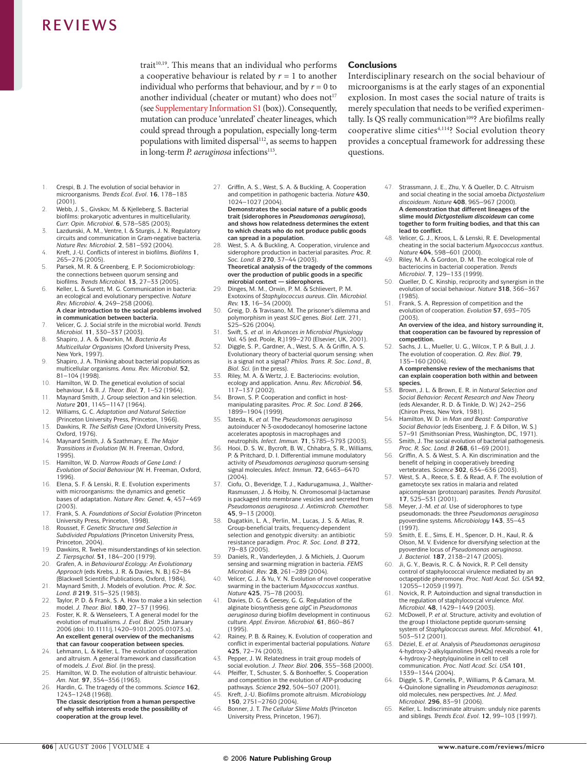trait[10,19]. This means that an individual who performs a cooperative behaviour is related by $r = 1$ to another individual who performs that behaviour, and by $r = 0$ to another individual (cheater or mutant) who does not[17] (see Supplementary Information S1 (box)). Consequently, mutation can produce 'unrelated' cheater lineages, which could spread through a population, especially long-term populations with limited dispersal[112], as seems to happen in long-term *P. aeruginosa* infections[113].

## Conclusions

Interdisciplinary research on the social behaviour of microorganisms is at the early stages of an exponential explosion. In most cases the social nature of traits is merely speculation that needs to be verified experimentally. Is QS really communication[109]? Are biofilms really cooperative slime cities[4,114]? Social evolution theory provides a conceptual framework for addressing these questions.

1. Crespi, B. J. The evolution of social behavior in microorganisms. *Trends Ecol. Evol.* **16**, 178–183 (2001).
2. Webb, J. S., Givskov, M. & Kjelleberg, S. Bacterial biofilms: prokaryotic adventures in multicellularity. *Curr. Opin. Microbiol.* **6**, 578–585 (2003).
3. Lazdunski, A. M., Ventre, I. & Sturgis, J. N. Regulatory circuits and communication in Gram-negative bacteria. *Nature Rev. Microbiol.* **2**, 581–592 (2004).
4. Kreft, J.-U. Conflicts of interest in biofilms. *Biofilms* **1**, 265–276 (2005).
5. Parsek, M. R. & Greenberg, E. P. Sociomicrobiology: the connections between quorum sensing and biofilms. *Trends Microbiol.* **13**, 27–33 (2005).
6. Keller, L. & Surett, M. G. Communication in bacteria: an ecological and evolutionary perspective. *Nature Rev. Microbiol.* **4**, 249–258 (2006).
**A clear introduction to the social problems involved in communication between bacteria.**
7. Velicer, G. J. Social strife in the microbial world. *Trends Microbiol.* **11**, 330–337 (2003).
8. Shapiro, J. A. & Dworkin, M. *Bacteria As Multicellular Organisms* (Oxford University Press, New York, 1997).
9. Shapiro, J. A. Thinking about bacterial populations as multicellular organisms. *Annu. Rev. Microbiol.* **52**, 81–104 (1998).
10. Hamilton, W. D. The genetical evolution of social behaviour, I & II. *J. Theor. Biol.* **7**, 1–52 (1964).
11. Maynard Smith, J. Group selection and kin selection. *Nature* **201**, 1145–1147 (1964).
12. Williams, G. C. *Adaptation and Natural Selection* (Princeton University Press, Princeton, 1966).
13. Dawkins, R. *The Selfish Gene* (Oxford University Press, Oxford, 1976).
14. Maynard Smith, J. & Szathmary, E. *The Major Transitions in Evolution* (W. H. Freeman, Oxford, 1995).
15. Hamilton, W. D. *Narrow Roads of Gene Land: I Evolution of Social Behaviour* (W. H. Freeman, Oxford, 1996).
16. Elena, S. F. & Lenski, R. E. Evolution experiments with microorganisms: the dynamics and genetic bases of adaptation. *Nature Rev. Genet.* **4**, 457–469 (2003).
17. Frank, S. A. *Foundations of Social Evolution* (Princeton University Press, Princeton, 1998).
18. Rousset, F. *Genetic Structure and Selection in Subdivided Populations* (Princeton University Press, Princeton, 2004).
19. Dawkins, R. Twelve misunderstandings of kin selection. *Z. Tierpsychol.* **51**, 184–200 (1979).
20. Grafen, A. in *Behavioural Ecology: An Evolutionary Approach* (eds Krebs, J. R. & Davies, N. B.) 62–84 (Blackwell Scientific Publications, Oxford, 1984).
21. Maynard Smith, J. Models of evolution. *Proc. R. Soc. Lond. B* **219**, 315–325 (1983).
22. Taylor, P. D. & Frank, S. A. How to make a kin selection model. *J. Theor. Biol.* **180**, 27–37 (1996).
23. Foster, K. R. & Wenseleers, T. A general model for the evolution of mutualisms. *J. Evol. Biol.* 25th January 2006 (doi: 10.1111/j.1420–9101.2005.01073.x).
**An excellent general overview of the mechanisms that can favour cooperation between species.**
24. Lehmann, L. & Keller, L. The evolution of cooperation and altruism. A general framework and classification of models. *J. Evol. Biol.* (in the press).
25. Hamilton, W. D. The evolution of altruistic behaviour. *Am. Nat.* **97**, 354–356 (1963).
26. Hardin, G. The tragedy of the commons. *Science* **162**, 1243–1248 (1968).
**The classic description from a human perspective of why selfish interests erode the possibility of cooperation at the group level.**
27. Griffin, A. S., West, S. A. & Buckling, A. Cooperation and competition in pathogenic bacteria. *Nature* **430**, 1024–1027 (2004).
**Demonstrates the social nature of a public goods trait (siderophores in *Pseudomonas aeruginosa*), and shows how relatedness determines the extent to which cheats who do not produce public goods can spread in a population.**
28. West, S. A. & Buckling, A. Cooperation, virulence and siderophore production in bacterial parasites. *Proc. R. Soc. Lond. B* **270**, 37–44 (2003).
**Theoretical analysis of the tragedy of the commons over the production of public goods in a specific microbial context — siderophores.**
29. Dinges, M. M., Orwin, P. M. & Schlievert, P. M. Exotoxins of *Staphylococcus aureus*. *Clin. Microbiol. Rev.* **13**, 16–34 (2000).
30. Greig, D. & Travisano, M. The prisoner's dilemma and polymorphism in yeast *SUC* genes. *Biol. Lett.* 271, S25–S26 (2004).
31. Swift, S. *et al.* in *Advances in Microbial Physiology* Vol. 45 (ed. Poole, R.)199–270 (Elsevier, UK, 2001).
32. Diggle, S. P., Gardner, A., West, S. A. & Griffin, A. S. Evolutionary theory of bacterial quorum sensing: when is a signal not a signal? *Philos. Trans. R. Soc. Lond., B, Biol. Sci.* (in the press).
33. Riley, M. A. & Wertz, J. E. Bacteriocins: evolution, ecology and application. Annu. *Rev. Microbiol.* **56**, 117–137 (2002).
34. Brown, S. P. Cooperation and conflict in host-manipulating parasites. *Proc. R. Soc. Lond. B* **266**, 1899–1904 (1999).
35. Tateda, K. *et al.* The *Pseudomonas aeruginosa* autoinducer N-3-oxododecanoyl homoserine lactone accelerates apoptosis in macrophages and neutrophils. *Infect. Immun.* **71**, 5785–5793 (2003).
36. Hooi, D. S. W., Bycroft, B. W., Chhabra, S. R., Williams, P. & Pritchard, D. I. Differential immune modulatory activity of *Pseudomonas aeruginosa* quorum-sensing signal molecules. *Infect. Immun.* **72**, 6463–6470 (2004).
37. Ciofu, O., Beveridge, T. J., Kadurugamuwa, J., Walther-Rasmussen, J. & Hoiby, N. Chromosomal β-lactamase is packaged into membrane vesicles and secreted from *Pseudomonas aeruginosa*. *J. Antimicrob. Chemother.* **45**, 9–13 (2000).
38. Dugatkin, L. A., Perlin, M., Lucas, J. S. & Atlas, R. Group-beneficial traits, frequency-dependent selection and genotypic diversity: an antibiotic resistance paradigm. *Proc. R. Soc. Lond. B* **272**, 79–83 (2005).
39. Daniels, R., Vanderleyden, J. & Michiels, J. Quorum sensing and swarming migration in bacteria. *FEMS Microbiol. Rev.* **28**, 261–289 (2004).
40. Velicer, G. J. & Yu, Y. N. Evolution of novel cooperative swarming in the bacterium *Myxococcus xanthus*. *Nature* **425**, 75–78 (2003).
41. Davies, D. G. & Geesey, G. G. Regulation of the alginate biosynthesis gene *algC* in *Pseudomonas aeruginosa* during biofilm development in continuous culture. *Appl. Environ. Microbiol.* **61**, 860–867 (1995).
42. Rainey, P. B. & Rainey, K. Evolution of cooperation and conflict in experimental bacterial populations. *Nature* **425**, 72–74 (2003).
43. Pepper, J. W. Relatedness in trait group models of social evolution. *J. Theor. Biol.* **206**, 355–368 (2000).
44. Pfeiffer, T., Schuster, S. & Bonhoeffer, S. Cooperation and competition in the evolution of ATP-producing pathways. *Science* **292**, 504–507 (2001).
45. Kreft, J.-U. Biofilms promote altruism. *Microbiology* **150**, 2751–2760 (2004).
46. Bonner, J. T. *The Cellular Slime Molds* (Princeton University Press, Princeton, 1967).
47. Strassmann, J. E., Zhu, Y. & Queller, D. C. Altruism and social cheating in the social amoeba *Dictyostelium discoideum*. *Nature* **408**, 965–967 (2000).
**A demonstration that different lineages of the slime mould *Dictyostelium discoideum* can come together to form fruiting bodies, and that this can lead to conflict.**
48. Velicer, G. J., Kroos, L. & Lenski, R. E. Developmental cheating in the social bacterium *Myxococcus xanthus*. *Nature* **404**, 598–601 (2000).
49. Riley, M. A. & Gordon, D. M. The ecological role of bacteriocins in bacterial cooperation. *Trends Microbiol.* **7**, 129–133 (1999).
50. Queller, D. C. Kinship, reciprocity and synergism in the evolution of social behaviour. *Nature* **318**, 366–367 (1985).
51. Frank, S. A. Repression of competition and the evolution of cooperation. *Evolution* **57**, 693–705 (2003).
**An overview of the idea, and history surrounding it, that cooperation can be favoured by repression of competition.**
52. Sachs, J. L., Mueller, U. G., Wilcox, T. P. & Bull, J. J. The evolution of cooperation. *Q. Rev. Biol.* **79**, 135–160 (2004).
**A comprehensive review of the mechanisms that can explain cooperation both within and between species.**
53. Brown, J. L. & Brown, E. R. in *Natural Selection and Social Behavior: Recent Research and New Theory* (eds Alexander, R. D. & Tinkle, D. W.) 242–256 (Chiron Press, New York, 1981).
54. Hamilton, W. D. in *Man and Beast: Comparative Social Behavior* (eds Eisenberg, J. F. & Dillon, W. S.) 57–91 (Smithsonian Press, Washington, DC, 1971).
55. Smith, J. The social evolution of bacterial pathogenesis. *Proc. R. Soc. Lond. B* **268**, 61–69 (2001).
56. Griffin, A. S. & West, S. A. Kin discrimination and the benefit of helping in cooperatively breeding vertebrates. *Science* **302**, 634–636 (2003).
57. West, S. A., Reece, S. E. & Read, A. F. The evolution of gametocyte sex ratios in malaria and related apicomplexan (protozoan) parasites. *Trends Parasitol.* **17**, 525–531 (2001).
58. Meyer, J.-M. *et al.* Use of siderophores to type pseudomonads: the three *Pseudomonas aeruginosa* pyoverdine systems. *Microbiology* **143**, 35–43 (1997).
59. Smith, E. E., Sims, E. H., Spencer, D. H., Kaul, R. & Olson, M. V. Evidence for diversifying selection at the pyoverdine locus of *Pseudomonas aeruginosa*. *J. Bacteriol.* **187**, 2138–2147 (2005).
60. Ji, G. Y., Beavis, R. C. & Novick, R. P. Cell density control of staphylococcal virulence mediated by an octapeptide pheromone. *Proc. Natl Acad. Sci. USA* **92**, 12055–12059 (1997).
61. Novick, R. P. Autoinduction and signal transduction in the regulation of staphylococcal virulence. *Mol. Microbiol.* **48**, 1429–1449 (2003).
62. McDowell, P. *et al.* Structure, activity and evolution of the group I thiolactone peptide quorum-sensing system of *Staphylococcus aureus*. *Mol. Microbiol.* **41**, 503–512 (2001).
63. Déziel, E. *et al.* Analysis of *Pseudomonas aeruginosa* 4-hydroxy-2-alkylquinolines (HAQs) reveals a role for 4-hydroxy-2-heptylquinoline in cell to cell communication. *Proc. Natl Acad. Sci. USA* **101**, 1339–1344 (2004).
64. Diggle, S. P., Cornelis, P., Williams, P. & Camara, M. 4-Quinolone signalling in *Pseudomonas aeruginosa*: old molecules, new perspectives. *Int. J. Med. Microbiol.* **296**, 83–91 (2006).
65. Keller, L. Indiscriminate altruism: unduly nice parents and siblings. *Trends Ecol. Evol.* **12**, 99–103 (1997).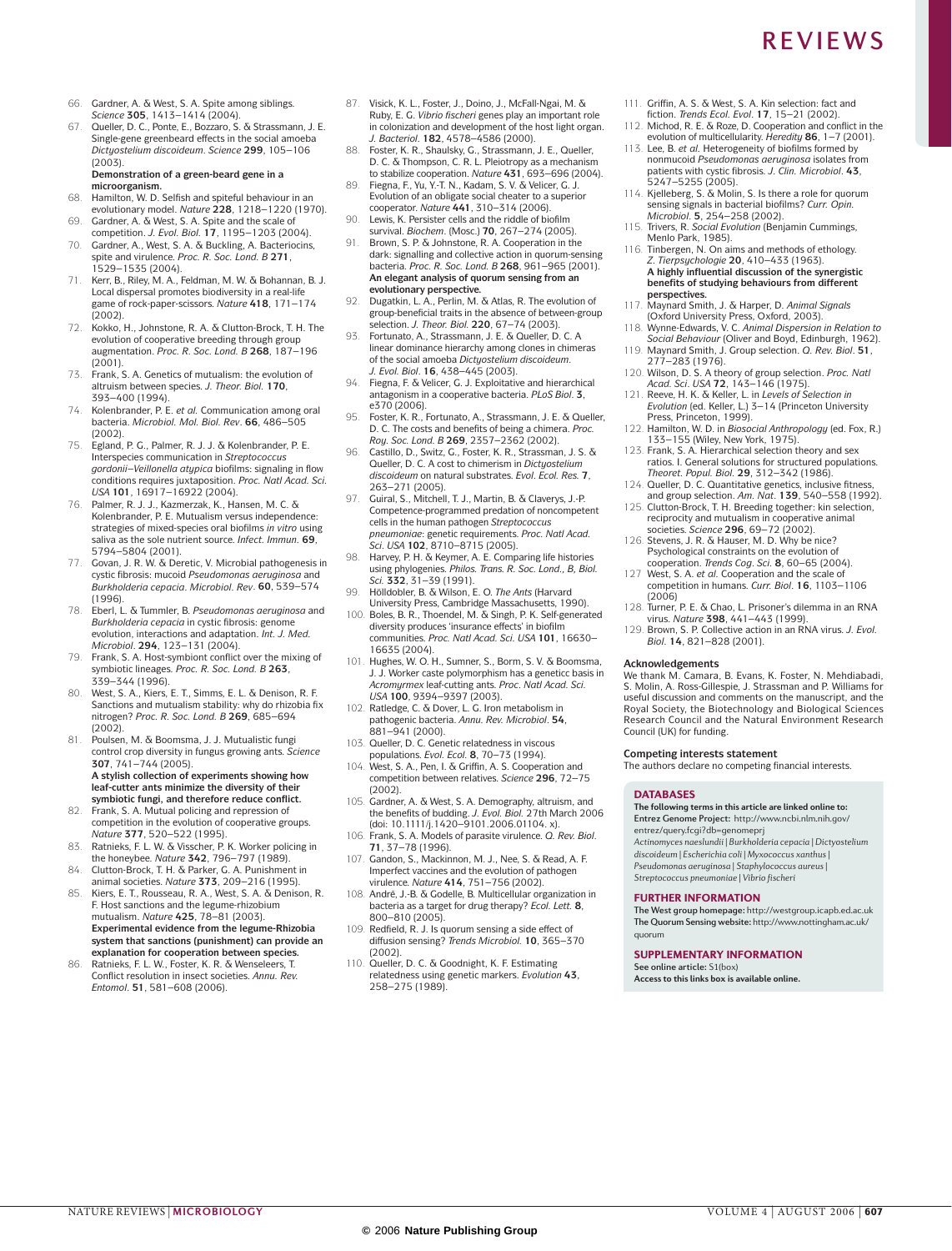66. Gardner, A. & West, S. A. Spite among siblings. *Science* **305**, 1413–1414 (2004).
67. Queller, D. C., Ponte, E., Bozzaro, S. & Strassmann, J. E. Single-gene greenbeard effects in the social amoeba *Dictyostelium discoideum*. *Science* **299**, 105–106 (2003).
    **Demonstration of a green-beard gene in a microorganism.**
68. Hamilton, W. D. Selfish and spiteful behaviour in an evolutionary model. *Nature* **228**, 1218–1220 (1970).
69. Gardner, A. & West, S. A. Spite and the scale of competition. *J. Evol. Biol.* **17**, 1195–1203 (2004).
70. Gardner, A., West, S. A. & Buckling, A. Bacteriocins, spite and virulence. *Proc. R. Soc. Lond. B* **271**, 1529–1535 (2004).
71. Kerr, B., Riley, M. A., Feldman, M. W. & Bohannan, B. J. Local dispersal promotes biodiversity in a real-life game of rock-paper-scissors. *Nature* **418**, 171–174 (2002).
72. Kokko, H., Johnstone, R. A. & Clutton-Brock, T. H. The evolution of cooperative breeding through group augmentation. *Proc. R. Soc. Lond. B* **268**, 187–196 (2001).
73. Frank, S. A. Genetics of mutualism: the evolution of altruism between species. *J. Theor. Biol.* **170**, 393–400 (1994).
74. Kolenbrander, P. E. *et al.* Communication among oral bacteria. *Microbiol. Mol. Biol. Rev*. **66**, 486–505 (2002).
75. Egland, P. G., Palmer, R. J. J. & Kolenbrander, P. E. Interspecies communication in *Streptococcus gordonii–Veillonella atypica* biofilms: signaling in flow conditions requires juxtaposition. *Proc. Natl Acad. Sci. USA* **101**, 16917–16922 (2004).
76. Palmer, R. J. J., Kazmerzak, K., Hansen, M. C. & Kolenbrander, P. E. Mutualism versus independence: strategies of mixed-species oral biofilms *in vitro* using saliva as the sole nutrient source. *Infect. Immun.* **69**, 5794–5804 (2001).
77. Govan, J. R. W. & Deretic, V. Microbial pathogenesis in cystic fibrosis: mucoid *Pseudomonas aeruginosa* and *Burkholderia cepacia*. *Microbiol. Rev*. **60**, 539–574 (1996).
78. Eberl, L. & Tummler, B. *Pseudomonas aeruginosa* and *Burkholderia cepacia* in cystic fibrosis: genome evolution, interactions and adaptation. *Int. J. Med. Microbiol*. **294**, 123–131 (2004).
79. Frank, S. A. Host-symbiont conflict over the mixing of symbiotic lineages. *Proc. R. Soc. Lond. B* **263**, 339–344 (1996).
80. West, S. A., Kiers, E. T., Simms, E. L. & Denison, R. F. Sanctions and mutualism stability: why do rhizobia fix nitrogen? *Proc. R. Soc. Lond. B* **269**, 685–694 (2002).
81. Poulsen, M. & Boomsma, J. J. Mutualistic fungi control crop diversity in fungus growing ants. *Science* **307**, 741–744 (2005).
    **A stylish collection of experiments showing how leaf-cutter ants minimize the diversity of their symbiotic fungi, and therefore reduce conflict.**
82. Frank, S. A. Mutual policing and repression of competition in the evolution of cooperative groups. *Nature* **377**, 520–522 (1995).
83. Ratnieks, F. L. W. & Visscher, P. K. Worker policing in the honeybee. *Nature* **342**, 796–797 (1989).
84. Clutton-Brock, T. H. & Parker, G. A. Punishment in animal societies. *Nature* **373**, 209–216 (1995).
85. Kiers, E. T., Rousseau, R. A., West, S. A. & Denison, R. F. Host sanctions and the legume-rhizobium mutualism. *Nature* **425**, 78–81 (2003).
    **Experimental evidence from the legume-Rhizobia system that sanctions (punishment) can provide an explanation for cooperation between species.**
86. Ratnieks, F. L. W., Foster, K. R. & Wenseleers, T. Conflict resolution in insect societies. *Annu. Rev. Entomol*. **51**, 581–608 (2006).
87. Visick, K. L., Foster, J., Doino, J., McFall-Ngai, M. & Ruby, E. G. *Vibrio fischeri* genes play an important role in colonization and development of the host light organ. *J. Bacteriol*. **182**, 4578–4586 (2000).
88. Foster, K. R., Shaulsky, G., Strassmann, J. E., Queller, D. C. & Thompson, C. R. L. Pleiotropy as a mechanism to stabilize cooperation. *Nature* **431**, 693–696 (2004).
89. Fiegna, F., Yu, Y.-T. N., Kadam, S. V. & Velicer, G. J. Evolution of an obligate social cheater to a superior cooperator. *Nature* **441**, 310–314 (2006).
90. Lewis, K. Persister cells and the riddle of biofilm survival. *Biochem*. (Mosc.) **70**, 267–274 (2005).
91. Brown, S. P. & Johnstone, R. A. Cooperation in the dark: signalling and collective action in quorum-sensing bacteria. *Proc. R. Soc. Lond. B* **268**, 961–965 (2001).
    **An elegant analysis of quorum sensing from an evolutionary perspective.**
92. Dugatkin, L. A., Perlin, M. & Atlas, R. The evolution of group-beneficial traits in the absence of between-group selection. *J. Theor. Biol.* **220**, 67–74 (2003).
93. Fortunato, A., Strassmann, J. E. & Queller, D. C. A linear dominance hierarchy among clones in chimeras of the social amoeba *Dictyostelium discoideum*. *J. Evol. Biol*. **16**, 438–445 (2003).
94. Fiegna, F. & Velicer, G. J. Exploitative and hierarchical antagonism in a cooperative bacteria. *PLoS Biol.* **3**, e370 (2006).
95. Foster, K. R., Fortunato, A., Strassmann, J. E. & Queller, D. C. The costs and benefits of being a chimera. *Proc. Roy. Soc. Lond. B* **269**, 2357–2362 (2002).
96. Castillo, D., Switz, G., Foster, K. R., Strassman, J. S. & Queller, D. C. A cost to chimerism in *Dictyostelium discoideum* on natural substrates. *Evol*. *Ecol. Res.* **7**, 263–271 (2005).
97. Guiral, S., Mitchell, T. J., Martin, B. & Claverys, J.-P. Competence-programmed predation of noncompetent cells in the human pathogen *Streptococcus pneumoniae*: genetic requirements. *Proc. Natl Acad. Sci. USA* **102**, 8710–8715 (2005).
98. Harvey, P. H. & Keymer, A. E. Comparing life histories using phylogenies. *Philos. Trans. R. Soc. Lond., B, Biol. Sci.* **332**, 31–39 (1991).
99. Hölldobler, B. & Wilson, E. O. *The Ants* (Harvard University Press, Cambridge Massachusetts, 1990).
100. Boles, B. R., Thoendel, M. & Singh, P. K. Self-generated diversity produces 'insurance effects' in biofilm communities. *Proc. Natl Acad. Sci. USA* **101**, 16630–16635 (2004).
101. Hughes, W. O. H., Sumner, S., Borm, S. V. & Boomsma, J. J. Worker caste polymorphism has a geneticc basis in *Acromyrmex* leaf-cutting ants. *Proc. Natl Acad. Sci. USA* **100**, 9394–9397 (2003).
102. Ratledge, C. & Dover, L. G. Iron metabolism in pathogenic bacteria. *Annu. Rev. Microbiol*. **54**, 881–941 (2000).
103. Queller, D. C. Genetic relatedness in viscous populations. *Evol. Ecol.* **8**, 70–73 (1994).
104. West, S. A., Pen, I. & Griffin, A. S. Cooperation and competition between relatives. *Science* **296**, 72–75 (2002).
105. Gardner, A. & West, S. A. Demography, altruism, and the benefits of budding. *J. Evol. Biol.* 27th March 2006 (doi: 10.1111/j.1420–9101.2006.01104. x).
106. Frank, S. A. Models of parasite virulence. *Q. Rev. Biol*. **71**, 37–78 (1996).
107. Gandon, S., Mackinnon, M. J., Nee, S. & Read, A. F. Imperfect vaccines and the evolution of pathogen virulence. *Nature* **414**, 751–756 (2002).
108. André, J.-B. & Godelle, B. Multicellular organization in bacteria as a target for drug therapy? *Ecol. Lett.* **8**, 800–810 (2005).
109. Redfield, R. J. Is quorum sensing a side effect of diffusion sensing? *Trends Microbiol.* **10**, 365–370 (2002).
110. Queller, D. C. & Goodnight, K. F. Estimating relatedness using genetic markers. *Evolution* **43**, 258–275 (1989).
111. Griffin, A. S. & West, S. A. Kin selection: fact and fiction. *Trends Ecol. Evol*. **17**, 15–21 (2002).
112. Michod, R. E. & Roze, D. Cooperation and conflict in the evolution of multicellularity. *Heredity* **86**, 1–7 (2001).
113. Lee, B. *et al.* Heterogeneity of biofilms formed by nonmucoid *Pseudomonas aeruginosa* isolates from patients with cystic fibrosis. *J. Clin. Microbiol*. **43**, 5247–5255 (2005).
114. Kjelleberg, S. & Molin, S. Is there a role for quorum sensing signals in bacterial biofilms? *Curr. Opin. Microbiol*. **5**, 254–258 (2002).
115. Trivers, R. *Social Evolution* (Benjamin Cummings, Menlo Park, 1985).
116. Tinbergen, N. On aims and methods of ethology. *Z. Tierpsychologie* **20**, 410–433 (1963).
     **A highly influential discussion of the synergistic benefits of studying behaviours from different perspectives.**
117. Maynard Smith, J. & Harper, D. *Animal Signals* (Oxford University Press, Oxford, 2003).
118. Wynne-Edwards, V. C. *Animal Dispersion in Relation to Social Behaviour* (Oliver and Boyd, Edinburgh, 1962).
119. Maynard Smith, J. Group selection. *Q. Rev. Biol*. **51**, 277–283 (1976).
120. Wilson, D. S. A theory of group selection. *Proc. Natl Acad. Sci. USA* **72**, 143–146 (1975).
121. Reeve, H. K. & Keller, L. in *Levels of Selection in Evolution* (ed. Keller, L.) 3–14 (Princeton University Press, Princeton, 1999).
122. Hamilton, W. D. in *Biosocial Anthropology* (ed. Fox, R.) 133–155 (Wiley, New York, 1975).
123. Frank, S. A. Hierarchical selection theory and sex ratios. I. General solutions for structured populations. *Theoret. Popul. Biol.* **29**, 312–342 (1986).
124. Queller, D. C. Quantitative genetics, inclusive fitness, and group selection. *Am. Nat*. **139**, 540–558 (1992).
125. Clutton-Brock, T. H. Breeding together: kin selection, reciprocity and mutualism in cooperative animal societies. *Science* **296**, 69–72 (2002).
126. Stevens, J. R. & Hauser, M. D. Why be nice? Psychological constraints on the evolution of cooperation. *Trends Cog. Sci.* **8**, 60–65 (2004).
127. West, S. A. *et al.* Cooperation and the scale of competition in humans. *Curr. Biol*. **16**, 1103–1106 (2006)
128. Turner, P. E. & Chao, L. Prisoner's dilemma in an RNA virus. *Nature* **398**, 441–443 (1999).
129. Brown, S. P. Collective action in an RNA virus. *J. Evol. Biol.* **14**, 821–828 (2001).

### Acknowledgements

We thank M. Camara, B. Evans, K. Foster, N. Mehdiabadi, S. Molin, A. Ross-Gillespie, J. Strassman and P. Williams for useful discussion and comments on the manuscript, and the Royal Society, the Biotechnology and Biological Sciences Research Council and the Natural Environment Research Council (UK) for funding.

### Competing interests statement

The authors declare no competing financial interests.

### DATABASES

**The following terms in this article are linked online to:**
**Entrez Genome Project:** http://www.ncbi.nlm.nih.gov/entrez/query.fcgi?db=genomeprj
*Actinomyces naeslundii* | *Burkholderia cepacia* | *Dictyostelium discoideum* | *Escherichia coli* | *Myxococcus xanthus* | *Pseudomonas aeruginosa* | *Staphylococcus aureus* | *Streptococcus pneumoniae* | *Vibrio fischeri*

### FURTHER INFORMATION

**The West group homepage:** http://westgroup.icapb.ed.ac.uk
**The Quorum Sensing website:** http://www.nottingham.ac.uk/quorum

### SUPPLEMENTARY INFORMATION

**See online article:** S1(box)
**Access to this links box is available online.**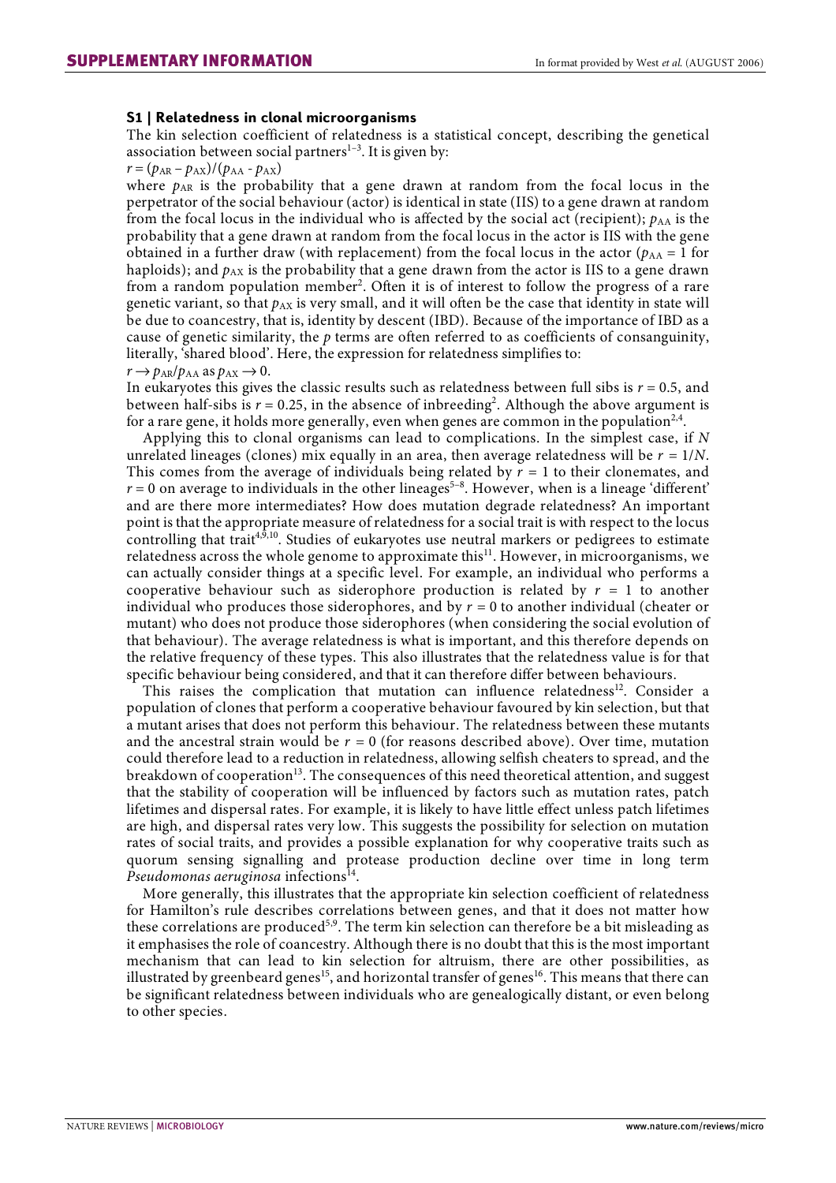### S1 | Relatedness in clonal microorganisms

The kin selection coefficient of relatedness is a statistical concept, describing the genetical association between social partners[1–3]. It is given by:

$r = (p_{AR} - p_{AX})/(p_{AA} - p_{AX})$

where $p_{AR}$ is the probability that a gene drawn at random from the focal locus in the perpetrator of the social behaviour (actor) is identical in state (IIS) to a gene drawn at random from the focal locus in the individual who is affected by the social act (recipient); $p_{AA}$ is the probability that a gene drawn at random from the focal locus in the actor is IIS with the gene obtained in a further draw (with replacement) from the focal locus in the actor ($p_{AA} = 1$ for haploids); and $p_{AX}$ is the probability that a gene drawn from the actor is IIS to a gene drawn from a random population member[2]. Often it is of interest to follow the progress of a rare genetic variant, so that $p_{AX}$ is very small, and it will often be the case that identity in state will be due to coancestry, that is, identity by descent (IBD). Because of the importance of IBD as a cause of genetic similarity, the $p$ terms are often referred to as coefficients of consanguinity, literally, 'shared blood'. Here, the expression for relatedness simplifies to:

$r \rightarrow p_{AR}/p_{AA}$ as $p_{AX} \rightarrow 0$.

In eukaryotes this gives the classic results such as relatedness between full sibs is $r = 0.5$, and between half-sibs is $r = 0.25$, in the absence of inbreeding[2]. Although the above argument is for a rare gene, it holds more generally, even when genes are common in the population[2,4].

Applying this to clonal organisms can lead to complications. In the simplest case, if $N$ unrelated lineages (clones) mix equally in an area, then average relatedness will be $r = 1/N$. This comes from the average of individuals being related by $r = 1$ to their clonemates, and $r = 0$ on average to individuals in the other lineages[5–8]. However, when is a lineage 'different' and are there more intermediates? How does mutation degrade relatedness? An important point is that the appropriate measure of relatedness for a social trait is with respect to the locus controlling that trait[4,9,10]. Studies of eukaryotes use neutral markers or pedigrees to estimate relatedness across the whole genome to approximate this[11]. However, in microorganisms, we can actually consider things at a specific level. For example, an individual who performs a cooperative behaviour such as siderophore production is related by $r = 1$ to another individual who produces those siderophores, and by $r = 0$ to another individual (cheater or mutant) who does not produce those siderophores (when considering the social evolution of that behaviour). The average relatedness is what is important, and this therefore depends on the relative frequency of these types. This also illustrates that the relatedness value is for that specific behaviour being considered, and that it can therefore differ between behaviours.

This raises the complication that mutation can influence relatedness[12]. Consider a population of clones that perform a cooperative behaviour favoured by kin selection, but that a mutant arises that does not perform this behaviour. The relatedness between these mutants and the ancestral strain would be $r = 0$ (for reasons described above). Over time, mutation could therefore lead to a reduction in relatedness, allowing selfish cheaters to spread, and the breakdown of cooperation[13]. The consequences of this need theoretical attention, and suggest that the stability of cooperation will be influenced by factors such as mutation rates, patch lifetimes and dispersal rates. For example, it is likely to have little effect unless patch lifetimes are high, and dispersal rates very low. This suggests the possibility for selection on mutation rates of social traits, and provides a possible explanation for why cooperative traits such as quorum sensing signalling and protease production decline over time in long term *Pseudomonas aeruginosa* infections[14].

More generally, this illustrates that the appropriate kin selection coefficient of relatedness for Hamilton's rule describes correlations between genes, and that it does not matter how these correlations are produced[5,9]. The term kin selection can therefore be a bit misleading as it emphasises the role of coancestry. Although there is no doubt that this is the most important mechanism that can lead to kin selection for altruism, there are other possibilities, as illustrated by greenbeard genes[15], and horizontal transfer of genes[16]. This means that there can be significant relatedness between individuals who are genealogically distant, or even belong to other species.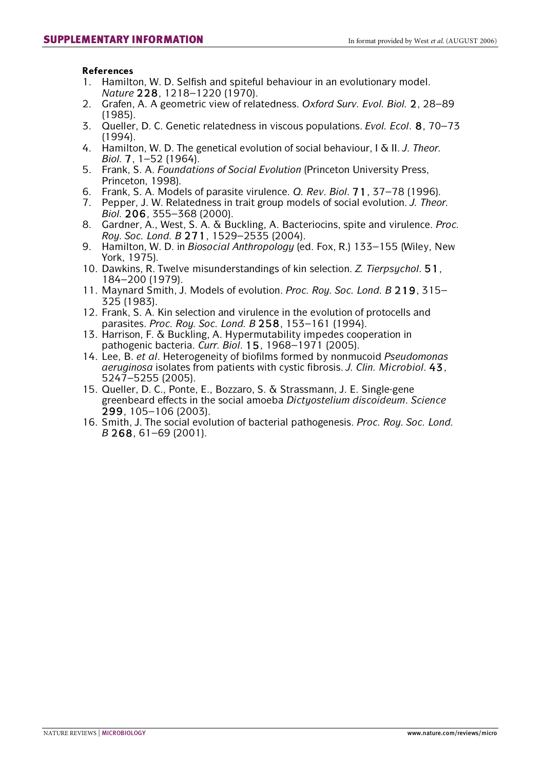### References

1. Hamilton, W. D. Selfish and spiteful behaviour in an evolutionary model. *Nature* **228**, 1218–1220 (1970).
2. Grafen, A. A geometric view of relatedness. *Oxford Surv. Evol. Biol.* **2**, 28–89 (1985).
3. Queller, D. C. Genetic relatedness in viscous populations. *Evol. Ecol*. **8**, 70–73 (1994).
4. Hamilton, W. D. The genetical evolution of social behaviour, I & II. *J. Theor. Biol.* **7**, 1–52 (1964).
5. Frank, S. A. *Foundations of Social Evolution* (Princeton University Press, Princeton, 1998).
6. Frank, S. A. Models of parasite virulence. *Q. Rev. Biol*. **71**, 37–78 (1996).
7. Pepper, J. W. Relatedness in trait group models of social evolution. *J. Theor. Biol.* **206**, 355–368 (2000).
8. Gardner, A., West, S. A. & Buckling, A. Bacteriocins, spite and virulence. *Proc. Roy. Soc. Lond. B* **271**, 1529–2535 (2004).
9. Hamilton, W. D. in *Biosocial Anthropology* (ed. Fox, R.) 133–155 (Wiley, New York, 1975).
10. Dawkins, R. Twelve misunderstandings of kin selection. *Z. Tierpsychol*. **51**, 184–200 (1979).
11. Maynard Smith, J. Models of evolution. *Proc. Roy. Soc. Lond. B* **219**, 315–325 (1983).
12. Frank, S. A. Kin selection and virulence in the evolution of protocells and parasites. *Proc. Roy. Soc. Lond. B* **258**, 153–161 (1994).
13. Harrison, F. & Buckling, A. Hypermutability impedes cooperation in pathogenic bacteria. *Curr. Biol*. **15**, 1968–1971 (2005).
14. Lee, B. *et al*. Heterogeneity of biofilms formed by nonmucoid *Pseudomonas aeruginosa* isolates from patients with cystic fibrosis. *J. Clin. Microbiol*. **43**, 5247–5255 (2005).
15. Queller, D. C., Ponte, E., Bozzaro, S. & Strassmann, J. E. Single-gene greenbeard effects in the social amoeba *Dictyostelium discoideum*. *Science* **299**, 105–106 (2003).
16. Smith, J. The social evolution of bacterial pathogenesis. *Proc. Roy. Soc. Lond. B* **268**, 61–69 (2001).